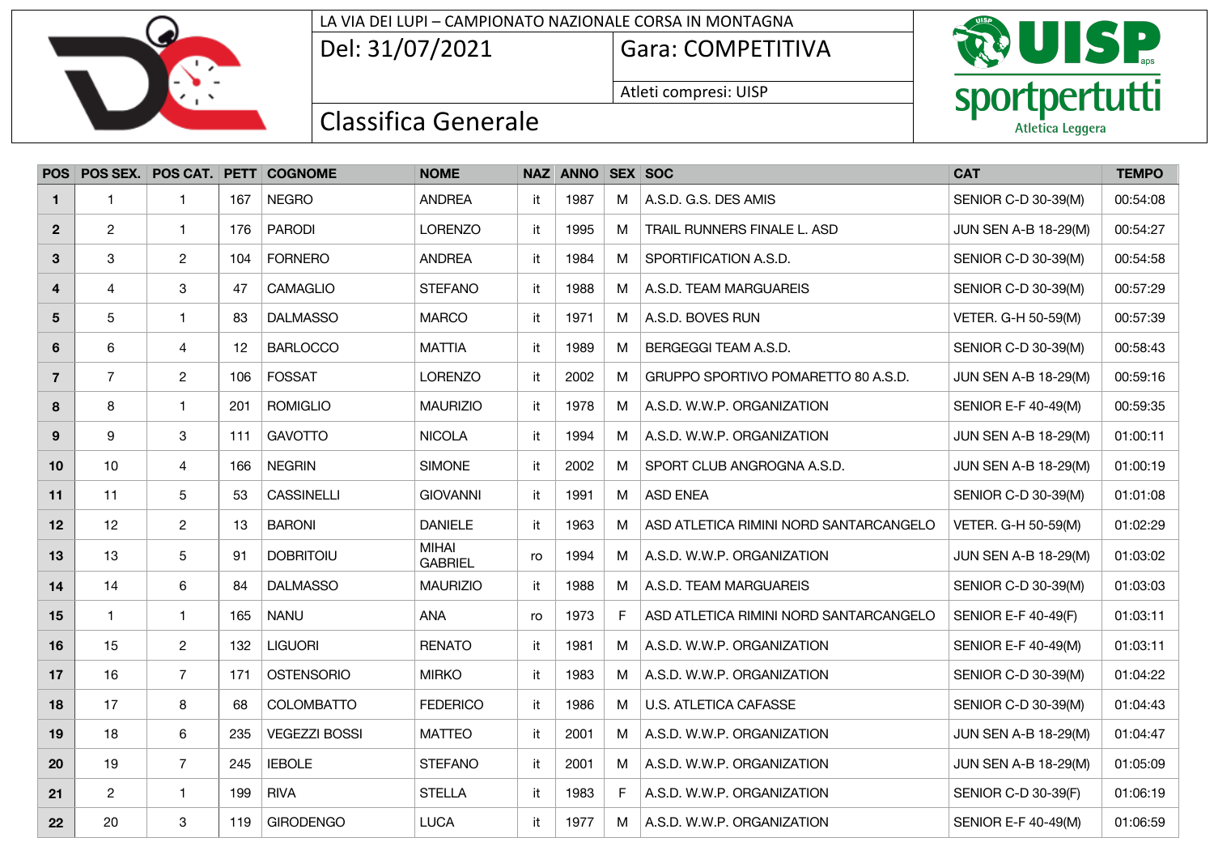LA VIA DEI LUPI – CAMPIONATO NAZIONALE CORSA IN MONTAGNA

Del: 31/07/2021 | Gara: COMPETITIVA

Atleti compresi: UISP

# Classifica Generale

| POS | POS SEX. | POS CAT. | PETT | COGNOME | NOME | NAZ | ANNO | SEX | SOC | CAT | TEMPO |
|---|---|---|---|---|---|---|---|---|---|---|---|
| 1 | 1 | 1 | 167 | NEGRO | ANDREA | it | 1987 | M | A.S.D. G.S. DES AMIS | SENIOR C-D 30-39(M) | 00:54:08 |
| 2 | 2 | 1 | 176 | PARODI | LORENZO | it | 1995 | M | TRAIL RUNNERS FINALE L. ASD | JUN SEN A-B 18-29(M) | 00:54:27 |
| 3 | 3 | 2 | 104 | FORNERO | ANDREA | it | 1984 | M | SPORTIFICATION A.S.D. | SENIOR C-D 30-39(M) | 00:54:58 |
| 4 | 4 | 3 | 47 | CAMAGLIO | STEFANO | it | 1988 | M | A.S.D. TEAM MARGUAREIS | SENIOR C-D 30-39(M) | 00:57:29 |
| 5 | 5 | 1 | 83 | DALMASSO | MARCO | it | 1971 | M | A.S.D. BOVES RUN | VETER. G-H 50-59(M) | 00:57:39 |
| 6 | 6 | 4 | 12 | BARLOCCO | MATTIA | it | 1989 | M | BERGEGGI TEAM A.S.D. | SENIOR C-D 30-39(M) | 00:58:43 |
| 7 | 7 | 2 | 106 | FOSSAT | LORENZO | it | 2002 | M | GRUPPO SPORTIVO POMARETTO 80 A.S.D. | JUN SEN A-B 18-29(M) | 00:59:16 |
| 8 | 8 | 1 | 201 | ROMIGLIO | MAURIZIO | it | 1978 | M | A.S.D. W.W.P. ORGANIZATION | SENIOR E-F 40-49(M) | 00:59:35 |
| 9 | 9 | 3 | 111 | GAVOTTO | NICOLA | it | 1994 | M | A.S.D. W.W.P. ORGANIZATION | JUN SEN A-B 18-29(M) | 01:00:11 |
| 10 | 10 | 4 | 166 | NEGRIN | SIMONE | it | 2002 | M | SPORT CLUB ANGROGNA A.S.D. | JUN SEN A-B 18-29(M) | 01:00:19 |
| 11 | 11 | 5 | 53 | CASSINELLI | GIOVANNI | it | 1991 | M | ASD ENEA | SENIOR C-D 30-39(M) | 01:01:08 |
| 12 | 12 | 2 | 13 | BARONI | DANIELE | it | 1963 | M | ASD ATLETICA RIMINI NORD SANTARCANGELO | VETER. G-H 50-59(M) | 01:02:29 |
| 13 | 13 | 5 | 91 | DOBRITOIU | MIHAI GABRIEL | ro | 1994 | M | A.S.D. W.W.P. ORGANIZATION | JUN SEN A-B 18-29(M) | 01:03:02 |
| 14 | 14 | 6 | 84 | DALMASSO | MAURIZIO | it | 1988 | M | A.S.D. TEAM MARGUAREIS | SENIOR C-D 30-39(M) | 01:03:03 |
| 15 | 1 | 1 | 165 | NANU | ANA | ro | 1973 | F | ASD ATLETICA RIMINI NORD SANTARCANGELO | SENIOR E-F 40-49(F) | 01:03:11 |
| 16 | 15 | 2 | 132 | LIGUORI | RENATO | it | 1981 | M | A.S.D. W.W.P. ORGANIZATION | SENIOR E-F 40-49(M) | 01:03:11 |
| 17 | 16 | 7 | 171 | OSTENSORIO | MIRKO | it | 1983 | M | A.S.D. W.W.P. ORGANIZATION | SENIOR C-D 30-39(M) | 01:04:22 |
| 18 | 17 | 8 | 68 | COLOMBATTO | FEDERICO | it | 1986 | M | U.S. ATLETICA CAFASSE | SENIOR C-D 30-39(M) | 01:04:43 |
| 19 | 18 | 6 | 235 | VEGEZZI BOSSI | MATTEO | it | 2001 | M | A.S.D. W.W.P. ORGANIZATION | JUN SEN A-B 18-29(M) | 01:04:47 |
| 20 | 19 | 7 | 245 | IEBOLE | STEFANO | it | 2001 | M | A.S.D. W.W.P. ORGANIZATION | JUN SEN A-B 18-29(M) | 01:05:09 |
| 21 | 2 | 1 | 199 | RIVA | STELLA | it | 1983 | F | A.S.D. W.W.P. ORGANIZATION | SENIOR C-D 30-39(F) | 01:06:19 |
| 22 | 20 | 3 | 119 | GIRODENGO | LUCA | it | 1977 | M | A.S.D. W.W.P. ORGANIZATION | SENIOR E-F 40-49(M) | 01:06:59 |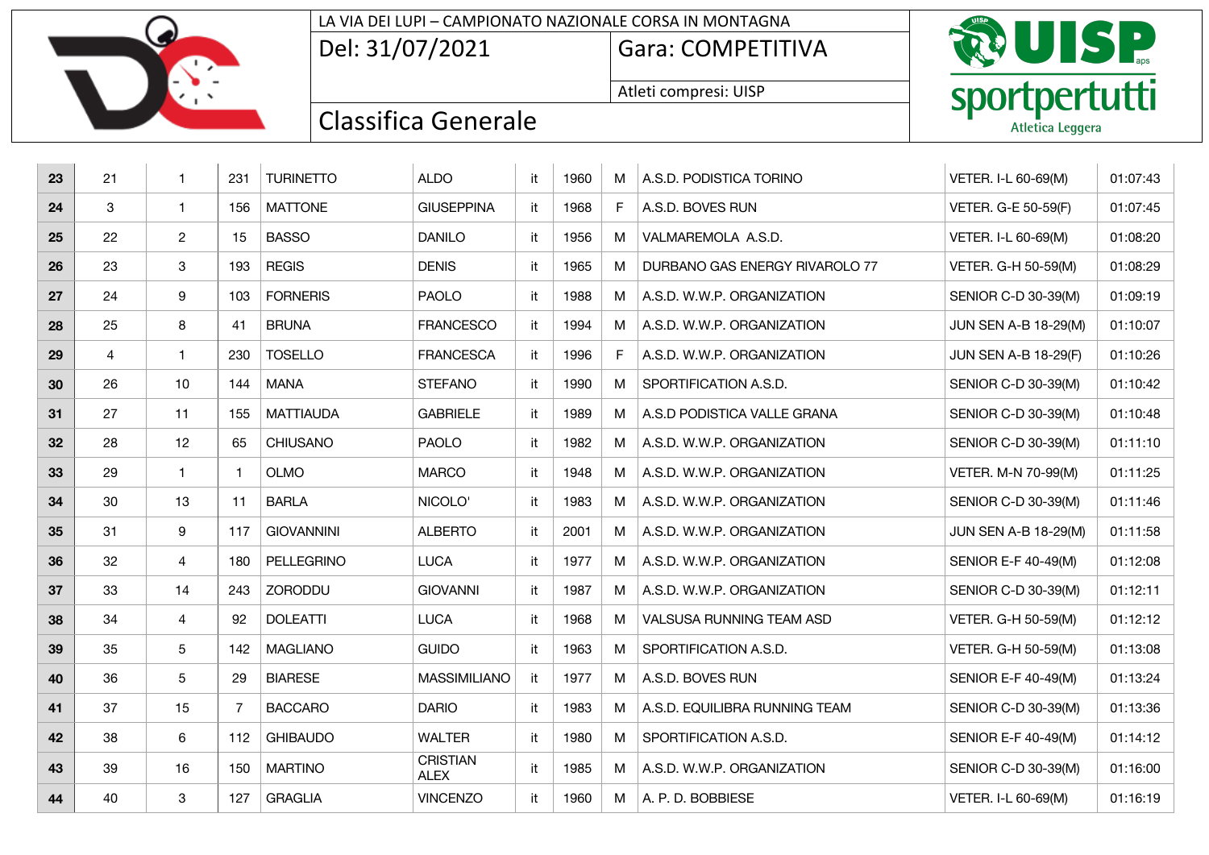LA VIA DEI LUPI – CAMPIONATO NAZIONALE CORSA IN MONTAGNA

Del: 31/07/2021 | Gara: COMPETITIVA | Atleti compresi: UISP

## Classifica Generale

| | | | | | | | | | | | |
|---|---|---|---|---|---|---|---|---|---|---|---|
| **23** | 21 | 1 | 231 | TURINETTO | ALDO | it | 1960 | M | A.S.D. PODISTICA TORINO | VETER. I-L 60-69(M) | 01:07:43 |
| **24** | 3 | 1 | 156 | MATTONE | GIUSEPPINA | it | 1968 | F | A.S.D. BOVES RUN | VETER. G-E 50-59(F) | 01:07:45 |
| **25** | 22 | 2 | 15 | BASSO | DANILO | it | 1956 | M | VALMAREMOLA A.S.D. | VETER. I-L 60-69(M) | 01:08:20 |
| **26** | 23 | 3 | 193 | REGIS | DENIS | it | 1965 | M | DURBANO GAS ENERGY RIVAROLO 77 | VETER. G-H 50-59(M) | 01:08:29 |
| **27** | 24 | 9 | 103 | FORNERIS | PAOLO | it | 1988 | M | A.S.D. W.W.P. ORGANIZATION | SENIOR C-D 30-39(M) | 01:09:19 |
| **28** | 25 | 8 | 41 | BRUNA | FRANCESCO | it | 1994 | M | A.S.D. W.W.P. ORGANIZATION | JUN SEN A-B 18-29(M) | 01:10:07 |
| **29** | 4 | 1 | 230 | TOSELLO | FRANCESCA | it | 1996 | F | A.S.D. W.W.P. ORGANIZATION | JUN SEN A-B 18-29(F) | 01:10:26 |
| **30** | 26 | 10 | 144 | MANA | STEFANO | it | 1990 | M | SPORTIFICATION A.S.D. | SENIOR C-D 30-39(M) | 01:10:42 |
| **31** | 27 | 11 | 155 | MATTIAUDA | GABRIELE | it | 1989 | M | A.S.D PODISTICA VALLE GRANA | SENIOR C-D 30-39(M) | 01:10:48 |
| **32** | 28 | 12 | 65 | CHIUSANO | PAOLO | it | 1982 | M | A.S.D. W.W.P. ORGANIZATION | SENIOR C-D 30-39(M) | 01:11:10 |
| **33** | 29 | 1 | 1 | OLMO | MARCO | it | 1948 | M | A.S.D. W.W.P. ORGANIZATION | VETER. M-N 70-99(M) | 01:11:25 |
| **34** | 30 | 13 | 11 | BARLA | NICOLO' | it | 1983 | M | A.S.D. W.W.P. ORGANIZATION | SENIOR C-D 30-39(M) | 01:11:46 |
| **35** | 31 | 9 | 117 | GIOVANNINI | ALBERTO | it | 2001 | M | A.S.D. W.W.P. ORGANIZATION | JUN SEN A-B 18-29(M) | 01:11:58 |
| **36** | 32 | 4 | 180 | PELLEGRINO | LUCA | it | 1977 | M | A.S.D. W.W.P. ORGANIZATION | SENIOR E-F 40-49(M) | 01:12:08 |
| **37** | 33 | 14 | 243 | ZORODDU | GIOVANNI | it | 1987 | M | A.S.D. W.W.P. ORGANIZATION | SENIOR C-D 30-39(M) | 01:12:11 |
| **38** | 34 | 4 | 92 | DOLEATTI | LUCA | it | 1968 | M | VALSUSA RUNNING TEAM ASD | VETER. G-H 50-59(M) | 01:12:12 |
| **39** | 35 | 5 | 142 | MAGLIANO | GUIDO | it | 1963 | M | SPORTIFICATION A.S.D. | VETER. G-H 50-59(M) | 01:13:08 |
| **40** | 36 | 5 | 29 | BIARESE | MASSIMILIANO | it | 1977 | M | A.S.D. BOVES RUN | SENIOR E-F 40-49(M) | 01:13:24 |
| **41** | 37 | 15 | 7 | BACCARO | DARIO | it | 1983 | M | A.S.D. EQUILIBRA RUNNING TEAM | SENIOR C-D 30-39(M) | 01:13:36 |
| **42** | 38 | 6 | 112 | GHIBAUDO | WALTER | it | 1980 | M | SPORTIFICATION A.S.D. | SENIOR E-F 40-49(M) | 01:14:12 |
| **43** | 39 | 16 | 150 | MARTINO | CRISTIAN ALEX | it | 1985 | M | A.S.D. W.W.P. ORGANIZATION | SENIOR C-D 30-39(M) | 01:16:00 |
| **44** | 40 | 3 | 127 | GRAGLIA | VINCENZO | it | 1960 | M | A. P. D. BOBBIESE | VETER. I-L 60-69(M) | 01:16:19 |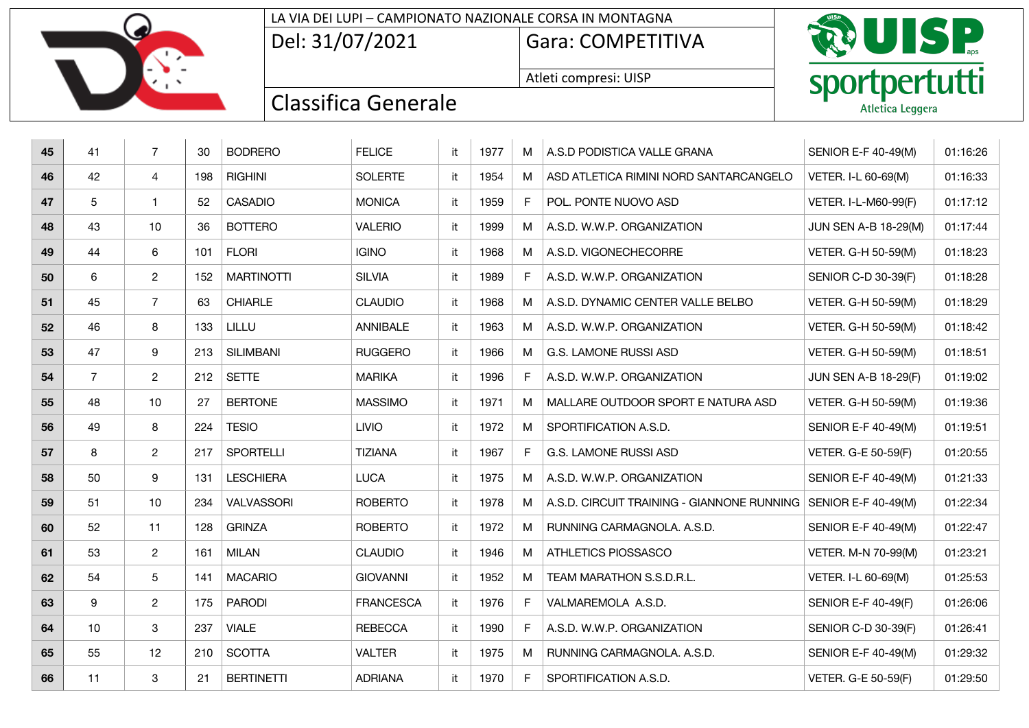LA VIA DEI LUPI – CAMPIONATO NAZIONALE CORSA IN MONTAGNA

Del: 31/07/2021 | Gara: COMPETITIVA

Atleti compresi: UISP

# Classifica Generale

| | | | | | | | | | | | |
|---|---|---|---|---|---|---|---|---|---|---|---|
| 45 | 41 | 7 | 30 | BODRERO | FELICE | it | 1977 | M | A.S.D PODISTICA VALLE GRANA | SENIOR E-F 40-49(M) | 01:16:26 |
| 46 | 42 | 4 | 198 | RIGHINI | SOLERTE | it | 1954 | M | ASD ATLETICA RIMINI NORD SANTARCANGELO | VETER. I-L 60-69(M) | 01:16:33 |
| 47 | 5 | 1 | 52 | CASADIO | MONICA | it | 1959 | F | POL. PONTE NUOVO ASD | VETER. I-L-M60-99(F) | 01:17:12 |
| 48 | 43 | 10 | 36 | BOTTERO | VALERIO | it | 1999 | M | A.S.D. W.W.P. ORGANIZATION | JUN SEN A-B 18-29(M) | 01:17:44 |
| 49 | 44 | 6 | 101 | FLORI | IGINO | it | 1968 | M | A.S.D. VIGONECHECORRE | VETER. G-H 50-59(M) | 01:18:23 |
| 50 | 6 | 2 | 152 | MARTINOTTI | SILVIA | it | 1989 | F | A.S.D. W.W.P. ORGANIZATION | SENIOR C-D 30-39(F) | 01:18:28 |
| 51 | 45 | 7 | 63 | CHIARLE | CLAUDIO | it | 1968 | M | A.S.D. DYNAMIC CENTER VALLE BELBO | VETER. G-H 50-59(M) | 01:18:29 |
| 52 | 46 | 8 | 133 | LILLU | ANNIBALE | it | 1963 | M | A.S.D. W.W.P. ORGANIZATION | VETER. G-H 50-59(M) | 01:18:42 |
| 53 | 47 | 9 | 213 | SILIMBANI | RUGGERO | it | 1966 | M | G.S. LAMONE RUSSI ASD | VETER. G-H 50-59(M) | 01:18:51 |
| 54 | 7 | 2 | 212 | SETTE | MARIKA | it | 1996 | F | A.S.D. W.W.P. ORGANIZATION | JUN SEN A-B 18-29(F) | 01:19:02 |
| 55 | 48 | 10 | 27 | BERTONE | MASSIMO | it | 1971 | M | MALLARE OUTDOOR SPORT E NATURA ASD | VETER. G-H 50-59(M) | 01:19:36 |
| 56 | 49 | 8 | 224 | TESIO | LIVIO | it | 1972 | M | SPORTIFICATION A.S.D. | SENIOR E-F 40-49(M) | 01:19:51 |
| 57 | 8 | 2 | 217 | SPORTELLI | TIZIANA | it | 1967 | F | G.S. LAMONE RUSSI ASD | VETER. G-E 50-59(F) | 01:20:55 |
| 58 | 50 | 9 | 131 | LESCHIERA | LUCA | it | 1975 | M | A.S.D. W.W.P. ORGANIZATION | SENIOR E-F 40-49(M) | 01:21:33 |
| 59 | 51 | 10 | 234 | VALVASSORI | ROBERTO | it | 1978 | M | A.S.D. CIRCUIT TRAINING - GIANNONE RUNNING | SENIOR E-F 40-49(M) | 01:22:34 |
| 60 | 52 | 11 | 128 | GRINZA | ROBERTO | it | 1972 | M | RUNNING CARMAGNOLA. A.S.D. | SENIOR E-F 40-49(M) | 01:22:47 |
| 61 | 53 | 2 | 161 | MILAN | CLAUDIO | it | 1946 | M | ATHLETICS PIOSSASCO | VETER. M-N 70-99(M) | 01:23:21 |
| 62 | 54 | 5 | 141 | MACARIO | GIOVANNI | it | 1952 | M | TEAM MARATHON S.S.D.R.L. | VETER. I-L 60-69(M) | 01:25:53 |
| 63 | 9 | 2 | 175 | PARODI | FRANCESCA | it | 1976 | F | VALMAREMOLA A.S.D. | SENIOR E-F 40-49(F) | 01:26:06 |
| 64 | 10 | 3 | 237 | VIALE | REBECCA | it | 1990 | F | A.S.D. W.W.P. ORGANIZATION | SENIOR C-D 30-39(F) | 01:26:41 |
| 65 | 55 | 12 | 210 | SCOTTA | VALTER | it | 1975 | M | RUNNING CARMAGNOLA. A.S.D. | SENIOR E-F 40-49(M) | 01:29:32 |
| 66 | 11 | 3 | 21 | BERTINETTI | ADRIANA | it | 1970 | F | SPORTIFICATION A.S.D. | VETER. G-E 50-59(F) | 01:29:50 |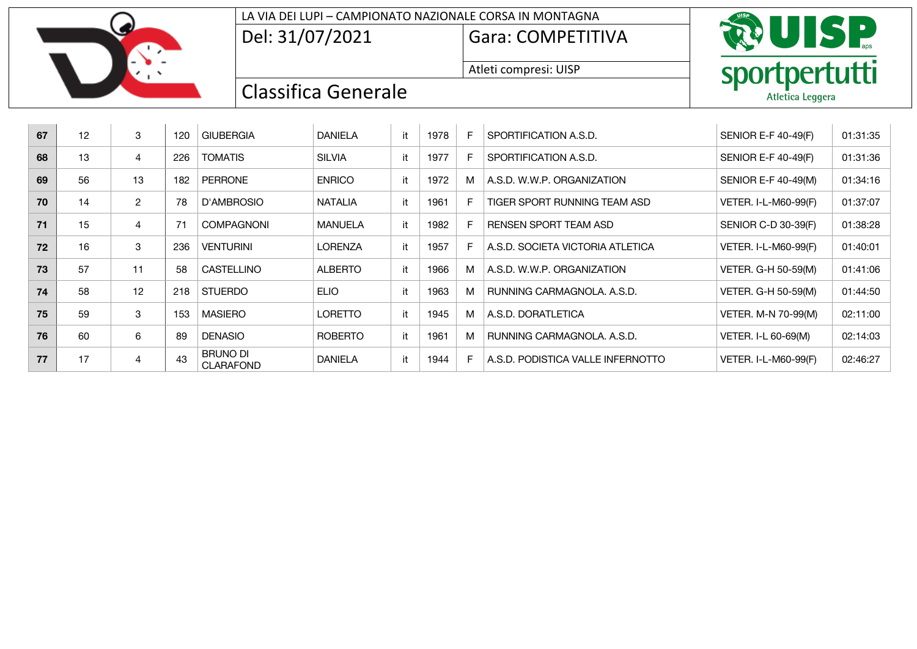LA VIA DEI LUPI – CAMPIONATO NAZIONALE CORSA IN MONTAGNA

Del: 31/07/2021 | Gara: COMPETITIVA

Atleti compresi: UISP

## Classifica Generale

| | | | | | | | | | | | |
|---|---|---|---|---|---|---|---|---|---|---|---|
| **67** | 12 | 3 | 120 | GIUBERGIA | DANIELA | it | 1978 | F | SPORTIFICATION A.S.D. | SENIOR E-F 40-49(F) | 01:31:35 |
| **68** | 13 | 4 | 226 | TOMATIS | SILVIA | it | 1977 | F | SPORTIFICATION A.S.D. | SENIOR E-F 40-49(F) | 01:31:36 |
| **69** | 56 | 13 | 182 | PERRONE | ENRICO | it | 1972 | M | A.S.D. W.W.P. ORGANIZATION | SENIOR E-F 40-49(M) | 01:34:16 |
| **70** | 14 | 2 | 78 | D'AMBROSIO | NATALIA | it | 1961 | F | TIGER SPORT RUNNING TEAM ASD | VETER. I-L-M60-99(F) | 01:37:07 |
| **71** | 15 | 4 | 71 | COMPAGNONI | MANUELA | it | 1982 | F | RENSEN SPORT TEAM ASD | SENIOR C-D 30-39(F) | 01:38:28 |
| **72** | 16 | 3 | 236 | VENTURINI | LORENZA | it | 1957 | F | A.S.D. SOCIETA VICTORIA ATLETICA | VETER. I-L-M60-99(F) | 01:40:01 |
| **73** | 57 | 11 | 58 | CASTELLINO | ALBERTO | it | 1966 | M | A.S.D. W.W.P. ORGANIZATION | VETER. G-H 50-59(M) | 01:41:06 |
| **74** | 58 | 12 | 218 | STUERDO | ELIO | it | 1963 | M | RUNNING CARMAGNOLA. A.S.D. | VETER. G-H 50-59(M) | 01:44:50 |
| **75** | 59 | 3 | 153 | MASIERO | LORETTO | it | 1945 | M | A.S.D. DORATLETICA | VETER. M-N 70-99(M) | 02:11:00 |
| **76** | 60 | 6 | 89 | DENASIO | ROBERTO | it | 1961 | M | RUNNING CARMAGNOLA. A.S.D. | VETER. I-L 60-69(M) | 02:14:03 |
| **77** | 17 | 4 | 43 | BRUNO DI CLARAFOND | DANIELA | it | 1944 | F | A.S.D. PODISTICA VALLE INFERNOTTO | VETER. I-L-M60-99(F) | 02:46:27 |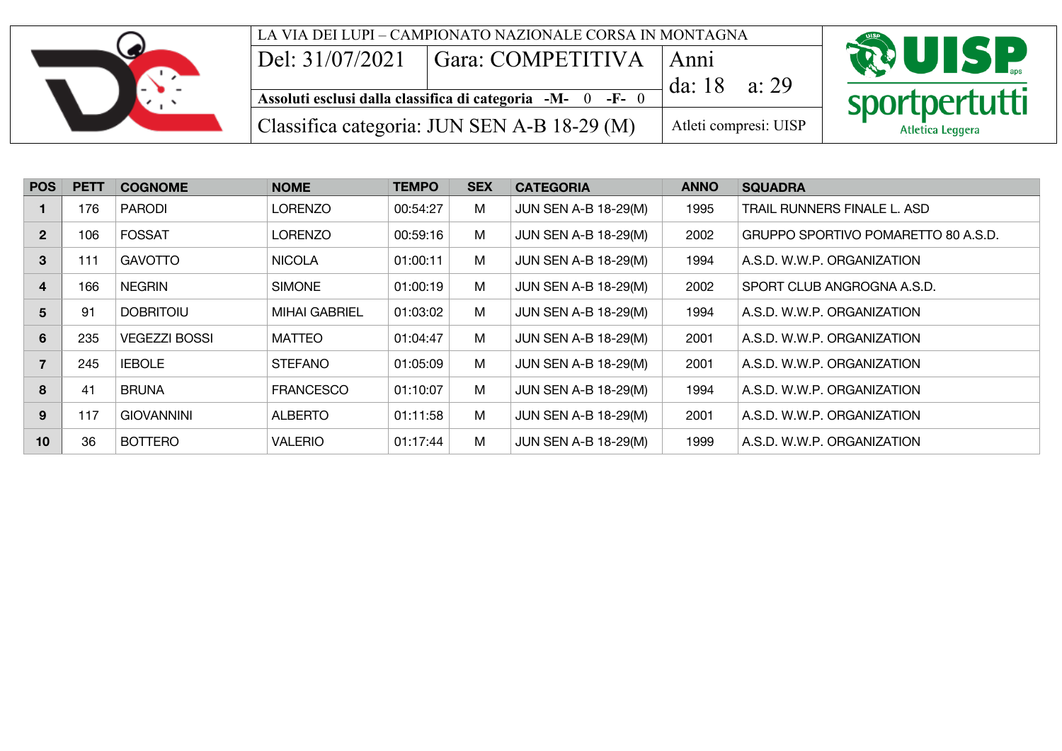LA VIA DEI LUPI – CAMPIONATO NAZIONALE CORSA IN MONTAGNA

| Del: 31/07/2021 | Gara: COMPETITIVA | Anni da: 18 a: 29 |
|---|---|---|
| **Assoluti esclusi dalla classifica di categoria -M- 0 -F- 0** | | |
| Classifica categoria: JUN SEN A-B 18-29 (M) | | Atleti compresi: UISP |

UISP sportpertutti Atletica Leggera

| POS | PETT | COGNOME | NOME | TEMPO | SEX | CATEGORIA | ANNO | SQUADRA |
|---|---|---|---|---|---|---|---|---|
| 1 | 176 | PARODI | LORENZO | 00:54:27 | M | JUN SEN A-B 18-29(M) | 1995 | TRAIL RUNNERS FINALE L. ASD |
| 2 | 106 | FOSSAT | LORENZO | 00:59:16 | M | JUN SEN A-B 18-29(M) | 2002 | GRUPPO SPORTIVO POMARETTO 80 A.S.D. |
| 3 | 111 | GAVOTTO | NICOLA | 01:00:11 | M | JUN SEN A-B 18-29(M) | 1994 | A.S.D. W.W.P. ORGANIZATION |
| 4 | 166 | NEGRIN | SIMONE | 01:00:19 | M | JUN SEN A-B 18-29(M) | 2002 | SPORT CLUB ANGROGNA A.S.D. |
| 5 | 91 | DOBRITOIU | MIHAI GABRIEL | 01:03:02 | M | JUN SEN A-B 18-29(M) | 1994 | A.S.D. W.W.P. ORGANIZATION |
| 6 | 235 | VEGEZZI BOSSI | MATTEO | 01:04:47 | M | JUN SEN A-B 18-29(M) | 2001 | A.S.D. W.W.P. ORGANIZATION |
| 7 | 245 | IEBOLE | STEFANO | 01:05:09 | M | JUN SEN A-B 18-29(M) | 2001 | A.S.D. W.W.P. ORGANIZATION |
| 8 | 41 | BRUNA | FRANCESCO | 01:10:07 | M | JUN SEN A-B 18-29(M) | 1994 | A.S.D. W.W.P. ORGANIZATION |
| 9 | 117 | GIOVANNINI | ALBERTO | 01:11:58 | M | JUN SEN A-B 18-29(M) | 2001 | A.S.D. W.W.P. ORGANIZATION |
| 10 | 36 | BOTTERO | VALERIO | 01:17:44 | M | JUN SEN A-B 18-29(M) | 1999 | A.S.D. W.W.P. ORGANIZATION |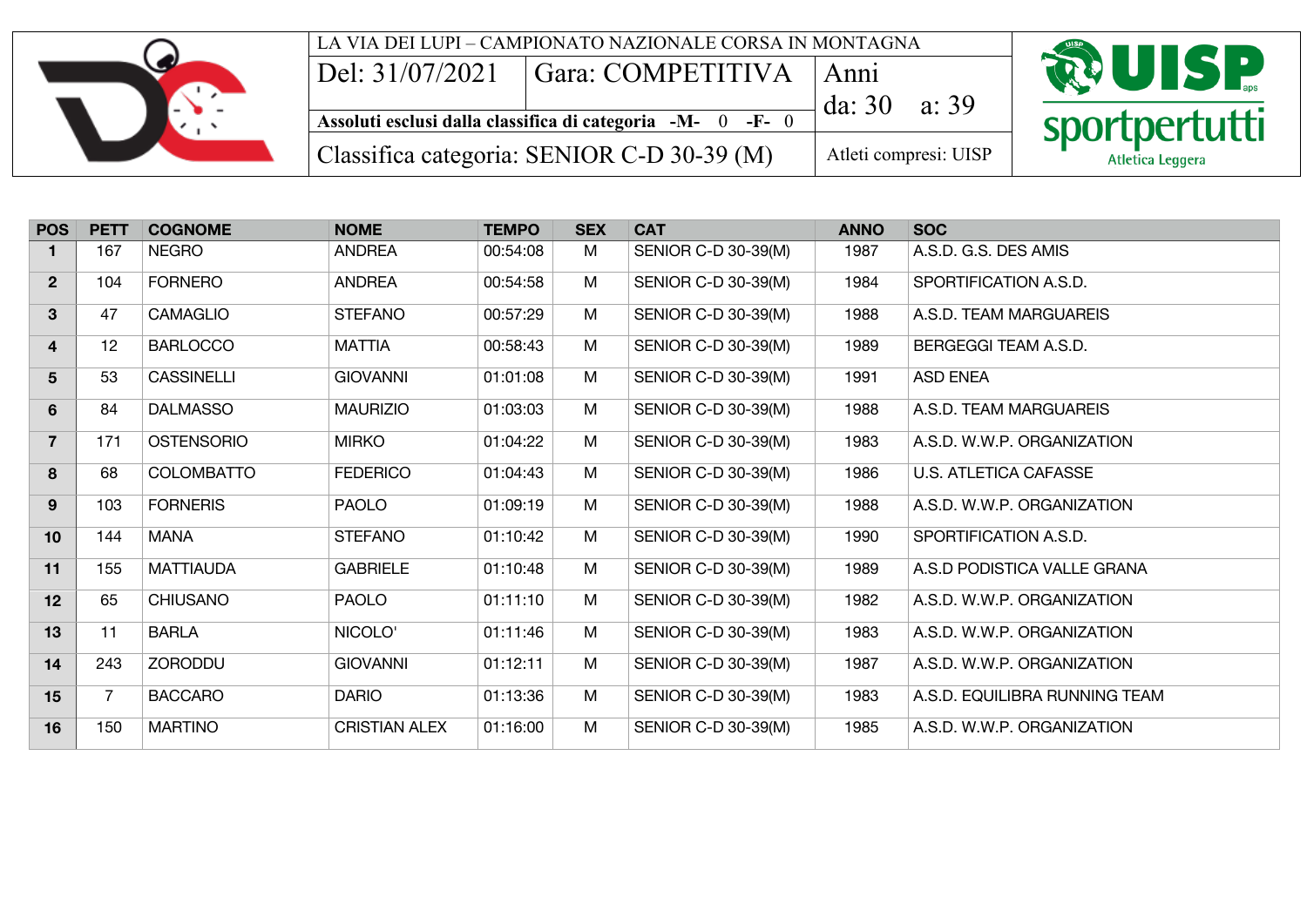| LA VIA DEI LUPI – CAMPIONATO NAZIONALE CORSA IN MONTAGNA | | |
|---|---|---|
| Del: 31/07/2021 | Gara: COMPETITIVA | Anni da: 30 a: 39 |
| Assoluti esclusi dalla classifica di categoria -M- 0 -F- 0 | | |
| Classifica categoria: SENIOR C-D 30-39 (M) | | Atleti compresi: UISP |

| POS | PETT | COGNOME | NOME | TEMPO | SEX | CAT | ANNO | SOC |
|---|---|---|---|---|---|---|---|---|
| 1 | 167 | NEGRO | ANDREA | 00:54:08 | M | SENIOR C-D 30-39(M) | 1987 | A.S.D. G.S. DES AMIS |
| 2 | 104 | FORNERO | ANDREA | 00:54:58 | M | SENIOR C-D 30-39(M) | 1984 | SPORTIFICATION A.S.D. |
| 3 | 47 | CAMAGLIO | STEFANO | 00:57:29 | M | SENIOR C-D 30-39(M) | 1988 | A.S.D. TEAM MARGUAREIS |
| 4 | 12 | BARLOCCO | MATTIA | 00:58:43 | M | SENIOR C-D 30-39(M) | 1989 | BERGEGGI TEAM A.S.D. |
| 5 | 53 | CASSINELLI | GIOVANNI | 01:01:08 | M | SENIOR C-D 30-39(M) | 1991 | ASD ENEA |
| 6 | 84 | DALMASSO | MAURIZIO | 01:03:03 | M | SENIOR C-D 30-39(M) | 1988 | A.S.D. TEAM MARGUAREIS |
| 7 | 171 | OSTENSORIO | MIRKO | 01:04:22 | M | SENIOR C-D 30-39(M) | 1983 | A.S.D. W.W.P. ORGANIZATION |
| 8 | 68 | COLOMBATTO | FEDERICO | 01:04:43 | M | SENIOR C-D 30-39(M) | 1986 | U.S. ATLETICA CAFASSE |
| 9 | 103 | FORNERIS | PAOLO | 01:09:19 | M | SENIOR C-D 30-39(M) | 1988 | A.S.D. W.W.P. ORGANIZATION |
| 10 | 144 | MANA | STEFANO | 01:10:42 | M | SENIOR C-D 30-39(M) | 1990 | SPORTIFICATION A.S.D. |
| 11 | 155 | MATTIAUDA | GABRIELE | 01:10:48 | M | SENIOR C-D 30-39(M) | 1989 | A.S.D PODISTICA VALLE GRANA |
| 12 | 65 | CHIUSANO | PAOLO | 01:11:10 | M | SENIOR C-D 30-39(M) | 1982 | A.S.D. W.W.P. ORGANIZATION |
| 13 | 11 | BARLA | NICOLO' | 01:11:46 | M | SENIOR C-D 30-39(M) | 1983 | A.S.D. W.W.P. ORGANIZATION |
| 14 | 243 | ZORODDU | GIOVANNI | 01:12:11 | M | SENIOR C-D 30-39(M) | 1987 | A.S.D. W.W.P. ORGANIZATION |
| 15 | 7 | BACCARO | DARIO | 01:13:36 | M | SENIOR C-D 30-39(M) | 1983 | A.S.D. EQUILIBRA RUNNING TEAM |
| 16 | 150 | MARTINO | CRISTIAN ALEX | 01:16:00 | M | SENIOR C-D 30-39(M) | 1985 | A.S.D. W.W.P. ORGANIZATION |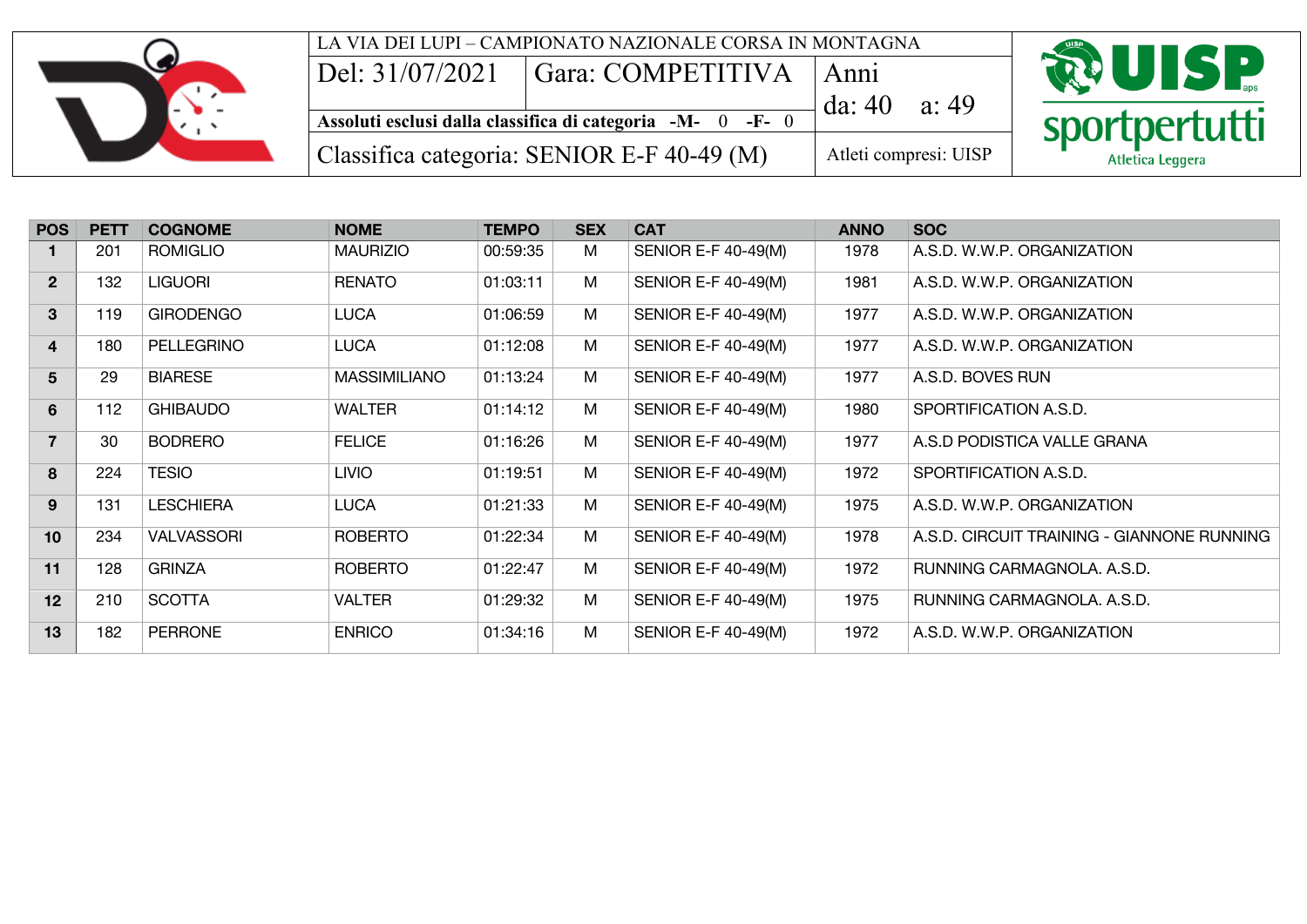LA VIA DEI LUPI – CAMPIONATO NAZIONALE CORSA IN MONTAGNA

| Del: 31/07/2021 | Gara: COMPETITIVA | Anni da: 40 a: 49 |
|---|---|---|
| **Assoluti esclusi dalla classifica di categoria -M- 0 -F- 0** | | |
| Classifica categoria: SENIOR E-F 40-49 (M) | | Atleti compresi: UISP |

UISP sportpertutti Atletica Leggera

| POS | PETT | COGNOME | NOME | TEMPO | SEX | CAT | ANNO | SOC |
|---|---|---|---|---|---|---|---|---|
| **1** | 201 | ROMIGLIO | MAURIZIO | 00:59:35 | M | SENIOR E-F 40-49(M) | 1978 | A.S.D. W.W.P. ORGANIZATION |
| **2** | 132 | LIGUORI | RENATO | 01:03:11 | M | SENIOR E-F 40-49(M) | 1981 | A.S.D. W.W.P. ORGANIZATION |
| **3** | 119 | GIRODENGO | LUCA | 01:06:59 | M | SENIOR E-F 40-49(M) | 1977 | A.S.D. W.W.P. ORGANIZATION |
| **4** | 180 | PELLEGRINO | LUCA | 01:12:08 | M | SENIOR E-F 40-49(M) | 1977 | A.S.D. W.W.P. ORGANIZATION |
| **5** | 29 | BIARESE | MASSIMILIANO | 01:13:24 | M | SENIOR E-F 40-49(M) | 1977 | A.S.D. BOVES RUN |
| **6** | 112 | GHIBAUDO | WALTER | 01:14:12 | M | SENIOR E-F 40-49(M) | 1980 | SPORTIFICATION A.S.D. |
| **7** | 30 | BODRERO | FELICE | 01:16:26 | M | SENIOR E-F 40-49(M) | 1977 | A.S.D PODISTICA VALLE GRANA |
| **8** | 224 | TESIO | LIVIO | 01:19:51 | M | SENIOR E-F 40-49(M) | 1972 | SPORTIFICATION A.S.D. |
| **9** | 131 | LESCHIERA | LUCA | 01:21:33 | M | SENIOR E-F 40-49(M) | 1975 | A.S.D. W.W.P. ORGANIZATION |
| **10** | 234 | VALVASSORI | ROBERTO | 01:22:34 | M | SENIOR E-F 40-49(M) | 1978 | A.S.D. CIRCUIT TRAINING - GIANNONE RUNNING |
| **11** | 128 | GRINZA | ROBERTO | 01:22:47 | M | SENIOR E-F 40-49(M) | 1972 | RUNNING CARMAGNOLA. A.S.D. |
| **12** | 210 | SCOTTA | VALTER | 01:29:32 | M | SENIOR E-F 40-49(M) | 1975 | RUNNING CARMAGNOLA. A.S.D. |
| **13** | 182 | PERRONE | ENRICO | 01:34:16 | M | SENIOR E-F 40-49(M) | 1972 | A.S.D. W.W.P. ORGANIZATION |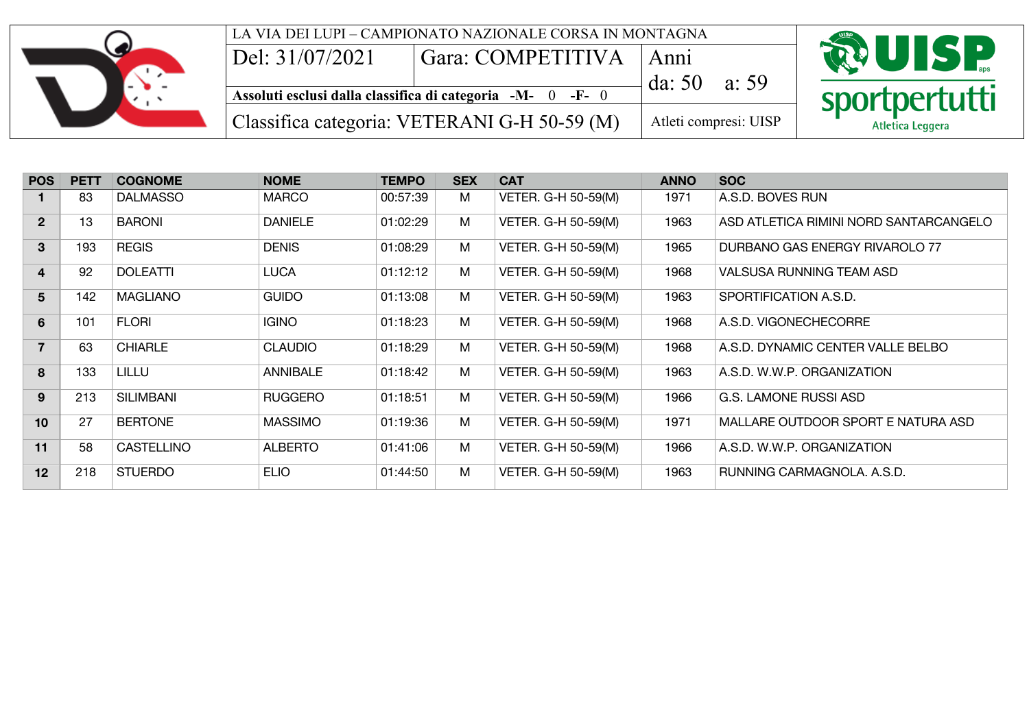LA VIA DEI LUPI – CAMPIONATO NAZIONALE CORSA IN MONTAGNA

| Del: 31/07/2021 | Gara: COMPETITIVA | Anni da: 50 a: 59 |
|---|---|---|
| **Assoluti esclusi dalla classifica di categoria -M- 0 -F- 0** | | |
| Classifica categoria: VETERANI G-H 50-59 (M) | | Atleti compresi: UISP |

UISP sportpertutti Atletica Leggera

| POS | PETT | COGNOME | NOME | TEMPO | SEX | CAT | ANNO | SOC |
|---|---|---|---|---|---|---|---|---|
| **1** | 83 | DALMASSO | MARCO | 00:57:39 | M | VETER. G-H 50-59(M) | 1971 | A.S.D. BOVES RUN |
| **2** | 13 | BARONI | DANIELE | 01:02:29 | M | VETER. G-H 50-59(M) | 1963 | ASD ATLETICA RIMINI NORD SANTARCANGELO |
| **3** | 193 | REGIS | DENIS | 01:08:29 | M | VETER. G-H 50-59(M) | 1965 | DURBANO GAS ENERGY RIVAROLO 77 |
| **4** | 92 | DOLEATTI | LUCA | 01:12:12 | M | VETER. G-H 50-59(M) | 1968 | VALSUSA RUNNING TEAM ASD |
| **5** | 142 | MAGLIANO | GUIDO | 01:13:08 | M | VETER. G-H 50-59(M) | 1963 | SPORTIFICATION A.S.D. |
| **6** | 101 | FLORI | IGINO | 01:18:23 | M | VETER. G-H 50-59(M) | 1968 | A.S.D. VIGONECHECORRE |
| **7** | 63 | CHIARLE | CLAUDIO | 01:18:29 | M | VETER. G-H 50-59(M) | 1968 | A.S.D. DYNAMIC CENTER VALLE BELBO |
| **8** | 133 | LILLU | ANNIBALE | 01:18:42 | M | VETER. G-H 50-59(M) | 1963 | A.S.D. W.W.P. ORGANIZATION |
| **9** | 213 | SILIMBANI | RUGGERO | 01:18:51 | M | VETER. G-H 50-59(M) | 1966 | G.S. LAMONE RUSSI ASD |
| **10** | 27 | BERTONE | MASSIMO | 01:19:36 | M | VETER. G-H 50-59(M) | 1971 | MALLARE OUTDOOR SPORT E NATURA ASD |
| **11** | 58 | CASTELLINO | ALBERTO | 01:41:06 | M | VETER. G-H 50-59(M) | 1966 | A.S.D. W.W.P. ORGANIZATION |
| **12** | 218 | STUERDO | ELIO | 01:44:50 | M | VETER. G-H 50-59(M) | 1963 | RUNNING CARMAGNOLA. A.S.D. |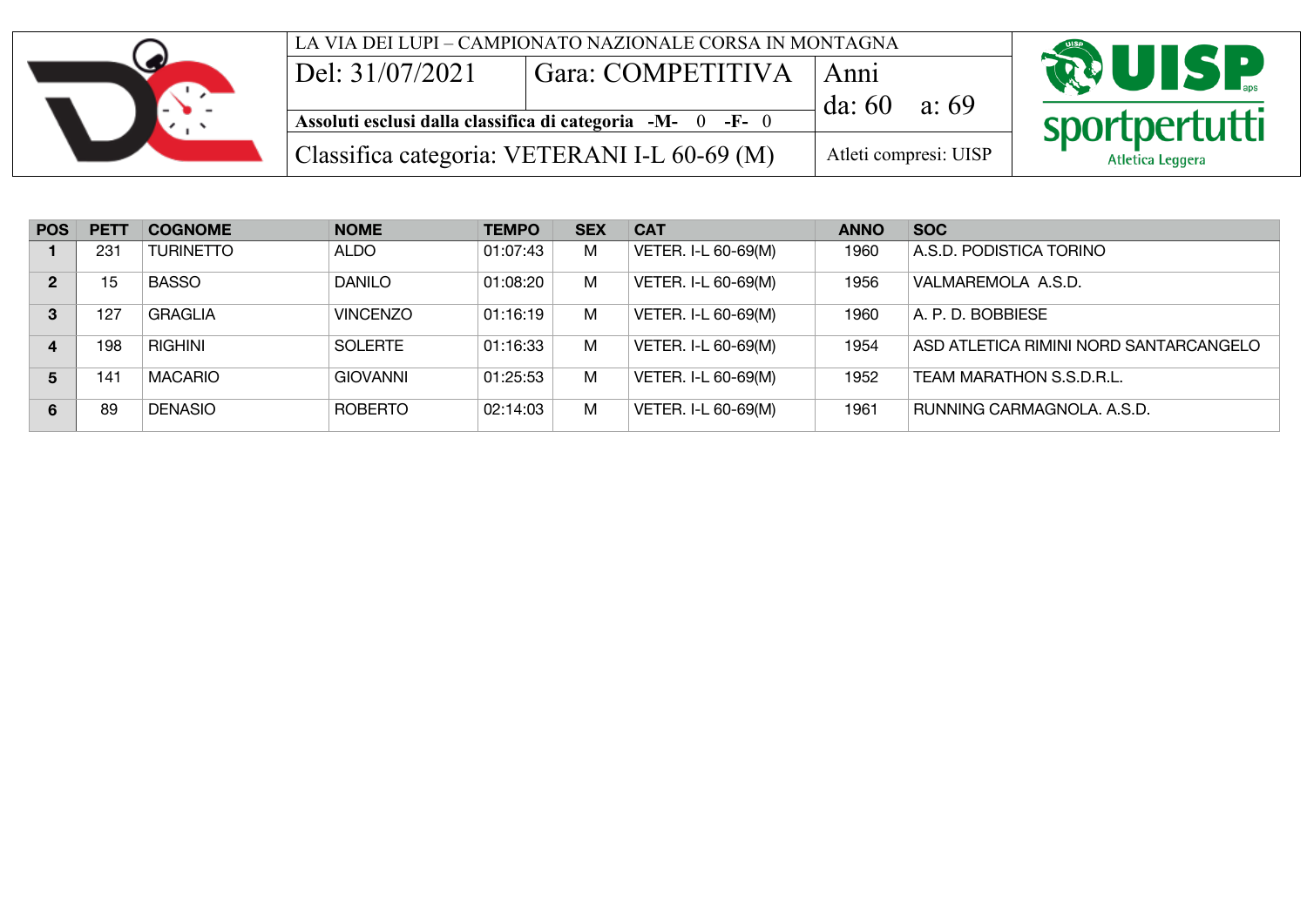| LA VIA DEI LUPI – CAMPIONATO NAZIONALE CORSA IN MONTAGNA | | |
|---|---|---|
| Del: 31/07/2021 | Gara: COMPETITIVA | Anni da: 60 a: 69 |
| Assoluti esclusi dalla classifica di categoria -M- 0 -F- 0 | | |
| Classifica categoria: VETERANI I-L 60-69 (M) | | Atleti compresi: UISP |

UISP sportpertutti Atletica Leggera

| POS | PETT | COGNOME | NOME | TEMPO | SEX | CAT | ANNO | SOC |
|---|---|---|---|---|---|---|---|---|
| 1 | 231 | TURINETTO | ALDO | 01:07:43 | M | VETER. I-L 60-69(M) | 1960 | A.S.D. PODISTICA TORINO |
| 2 | 15 | BASSO | DANILO | 01:08:20 | M | VETER. I-L 60-69(M) | 1956 | VALMAREMOLA A.S.D. |
| 3 | 127 | GRAGLIA | VINCENZO | 01:16:19 | M | VETER. I-L 60-69(M) | 1960 | A. P. D. BOBBIESE |
| 4 | 198 | RIGHINI | SOLERTE | 01:16:33 | M | VETER. I-L 60-69(M) | 1954 | ASD ATLETICA RIMINI NORD SANTARCANGELO |
| 5 | 141 | MACARIO | GIOVANNI | 01:25:53 | M | VETER. I-L 60-69(M) | 1952 | TEAM MARATHON S.S.D.R.L. |
| 6 | 89 | DENASIO | ROBERTO | 02:14:03 | M | VETER. I-L 60-69(M) | 1961 | RUNNING CARMAGNOLA. A.S.D. |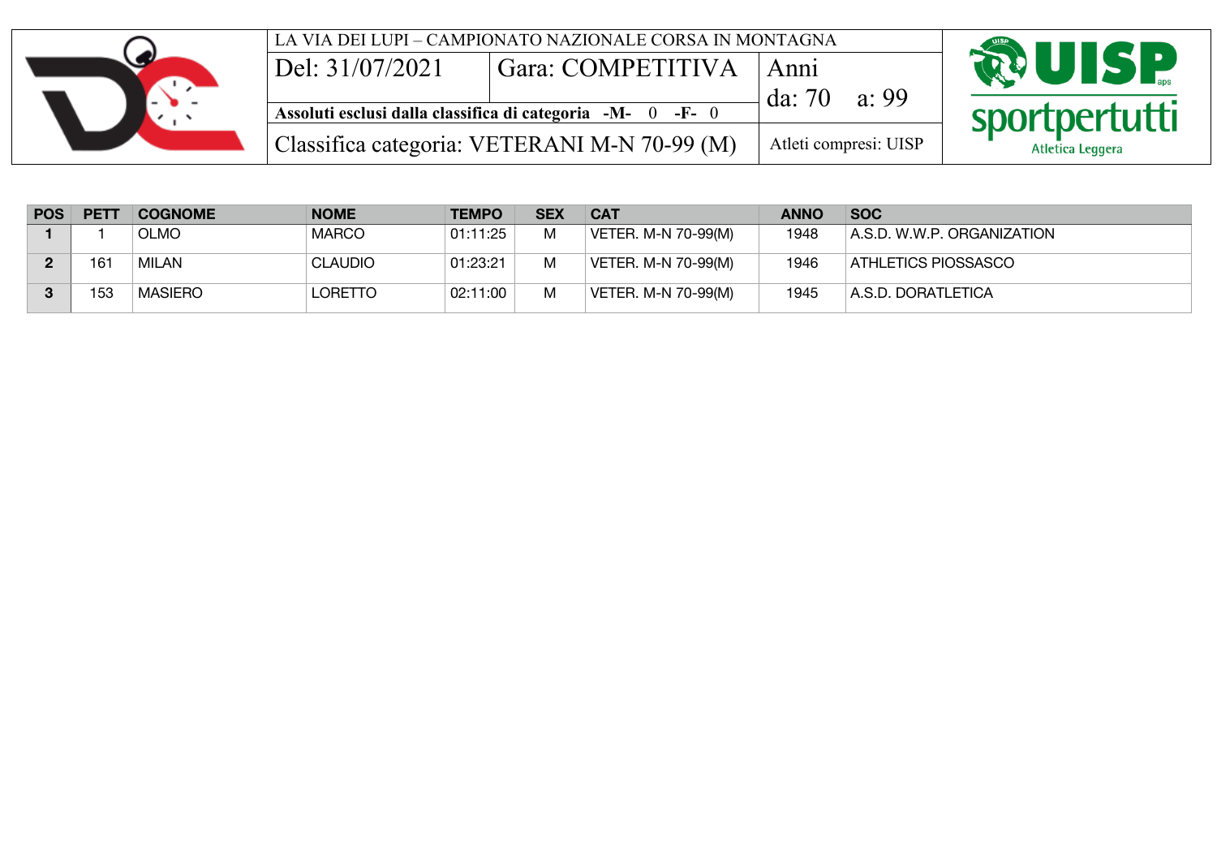| LA VIA DEI LUPI – CAMPIONATO NAZIONALE CORSA IN MONTAGNA | | |
|---|---|---|
| Del: 31/07/2021 | Gara: COMPETITIVA | Anni da: 70 a: 99 |
| **Assoluti esclusi dalla classifica di categoria -M- 0 -F- 0** | | |
| Classifica categoria: VETERANI M-N 70-99 (M) | | Atleti compresi: UISP |

| POS | PETT | COGNOME | NOME | TEMPO | SEX | CAT | ANNO | SOC |
|---|---|---|---|---|---|---|---|---|
| **1** | 1 | OLMO | MARCO | 01:11:25 | M | VETER. M-N 70-99(M) | 1948 | A.S.D. W.W.P. ORGANIZATION |
| **2** | 161 | MILAN | CLAUDIO | 01:23:21 | M | VETER. M-N 70-99(M) | 1946 | ATHLETICS PIOSSASCO |
| **3** | 153 | MASIERO | LORETTO | 02:11:00 | M | VETER. M-N 70-99(M) | 1945 | A.S.D. DORATLETICA |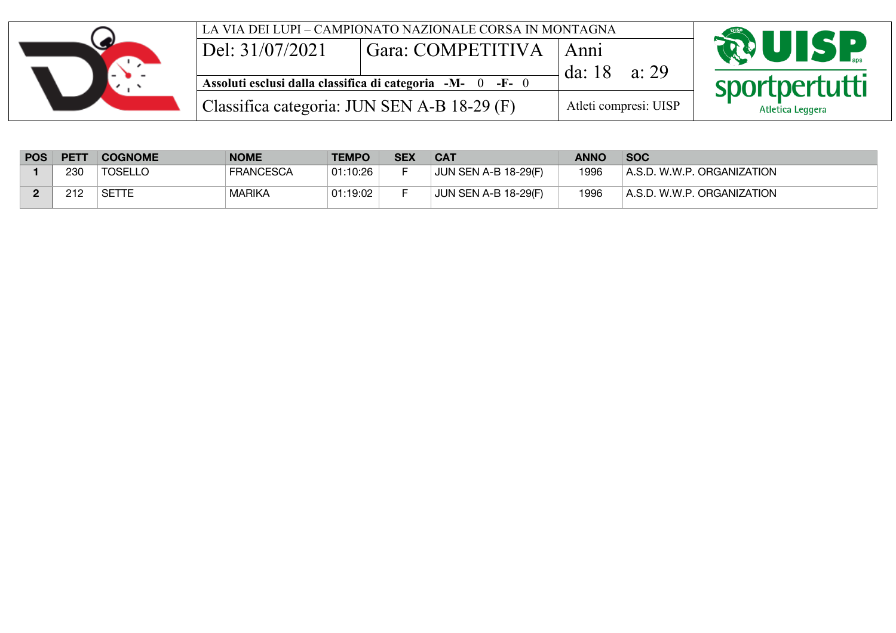| LA VIA DEI LUPI – CAMPIONATO NAZIONALE CORSA IN MONTAGNA | | |
| --- | --- | --- |
| Del: 31/07/2021 | Gara: COMPETITIVA | Anni da: 18 a: 29 |
| Assoluti esclusi dalla classifica di categoria -M- 0 -F- 0 | | |
| Classifica categoria: JUN SEN A-B 18-29 (F) | | Atleti compresi: UISP |

UISP sportpertutti Atletica Leggera

| POS | PETT | COGNOME | NOME | TEMPO | SEX | CAT | ANNO | SOC |
| --- | --- | --- | --- | --- | --- | --- | --- | --- |
| 1 | 230 | TOSELLO | FRANCESCA | 01:10:26 | F | JUN SEN A-B 18-29(F) | 1996 | A.S.D. W.W.P. ORGANIZATION |
| 2 | 212 | SETTE | MARIKA | 01:19:02 | F | JUN SEN A-B 18-29(F) | 1996 | A.S.D. W.W.P. ORGANIZATION |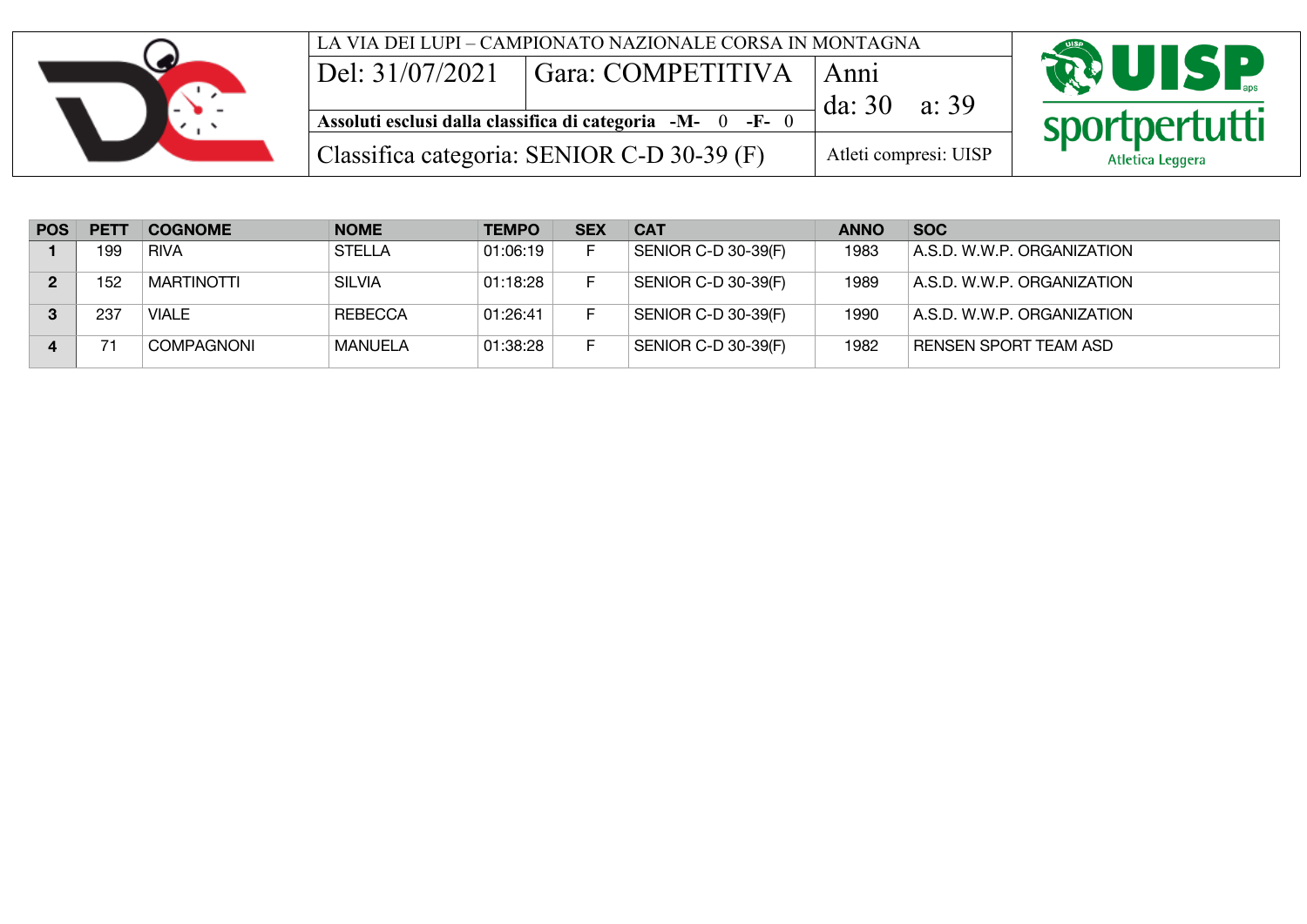LA VIA DEI LUPI – CAMPIONATO NAZIONALE CORSA IN MONTAGNA

| Del: 31/07/2021 | Gara: COMPETITIVA | Anni da: 30 a: 39 |
|---|---|---|
| Assoluti esclusi dalla classifica di categoria -M- 0 -F- 0 | | |
| Classifica categoria: SENIOR C-D 30-39 (F) | | Atleti compresi: UISP |

UISP sportpertutti aps Atletica Leggera

| POS | PETT | COGNOME | NOME | TEMPO | SEX | CAT | ANNO | SOC |
|---|---|---|---|---|---|---|---|---|
| 1 | 199 | RIVA | STELLA | 01:06:19 | F | SENIOR C-D 30-39(F) | 1983 | A.S.D. W.W.P. ORGANIZATION |
| 2 | 152 | MARTINOTTI | SILVIA | 01:18:28 | F | SENIOR C-D 30-39(F) | 1989 | A.S.D. W.W.P. ORGANIZATION |
| 3 | 237 | VIALE | REBECCA | 01:26:41 | F | SENIOR C-D 30-39(F) | 1990 | A.S.D. W.W.P. ORGANIZATION |
| 4 | 71 | COMPAGNONI | MANUELA | 01:38:28 | F | SENIOR C-D 30-39(F) | 1982 | RENSEN SPORT TEAM ASD |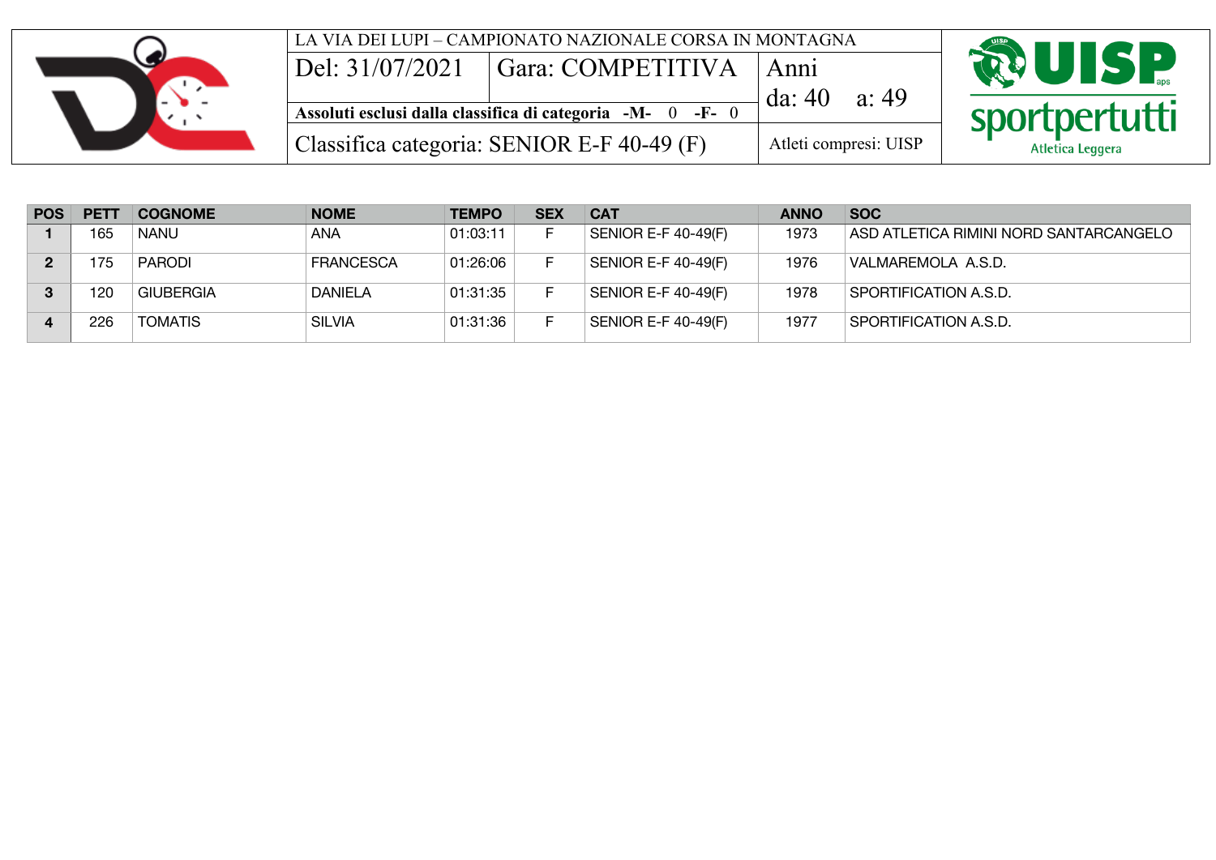LA VIA DEI LUPI – CAMPIONATO NAZIONALE CORSA IN MONTAGNA

| Del: 31/07/2021 | Gara: COMPETITIVA | Anni da: 40 a: 49 |
|---|---|---|
| **Assoluti esclusi dalla classifica di categoria -M- 0 -F- 0** | | |
| Classifica categoria: SENIOR E-F 40-49 (F) | | Atleti compresi: UISP |

UISP sportpertutti Atletica Leggera

| POS | PETT | COGNOME | NOME | TEMPO | SEX | CAT | ANNO | SOC |
|---|---|---|---|---|---|---|---|---|
| 1 | 165 | NANU | ANA | 01:03:11 | F | SENIOR E-F 40-49(F) | 1973 | ASD ATLETICA RIMINI NORD SANTARCANGELO |
| 2 | 175 | PARODI | FRANCESCA | 01:26:06 | F | SENIOR E-F 40-49(F) | 1976 | VALMAREMOLA A.S.D. |
| 3 | 120 | GIUBERGIA | DANIELA | 01:31:35 | F | SENIOR E-F 40-49(F) | 1978 | SPORTIFICATION A.S.D. |
| 4 | 226 | TOMATIS | SILVIA | 01:31:36 | F | SENIOR E-F 40-49(F) | 1977 | SPORTIFICATION A.S.D. |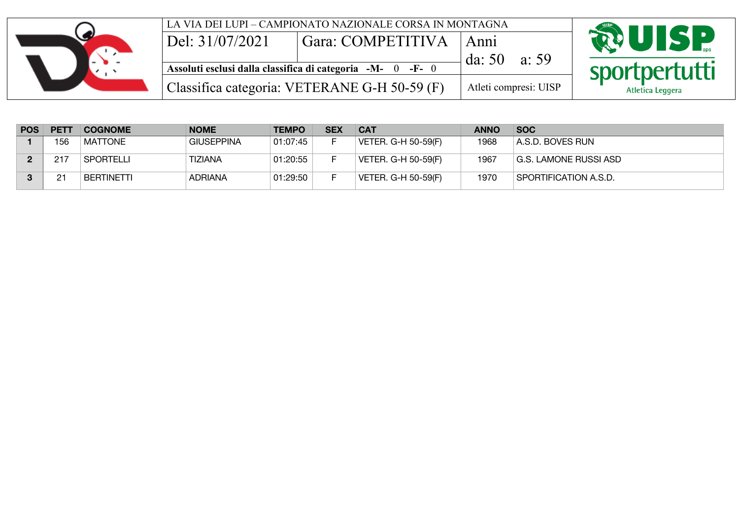LA VIA DEI LUPI – CAMPIONATO NAZIONALE CORSA IN MONTAGNA

| Del: 31/07/2021 | Gara: COMPETITIVA | Anni da: 50 a: 59 |
|---|---|---|
| **Assoluti esclusi dalla classifica di categoria -M- 0 -F- 0** | | |
| Classifica categoria: VETERANE G-H 50-59 (F) | | Atleti compresi: UISP |

UISP sportpertutti Atletica Leggera

| POS | PETT | COGNOME | NOME | TEMPO | SEX | CAT | ANNO | SOC |
|---|---|---|---|---|---|---|---|---|
| 1 | 156 | MATTONE | GIUSEPPINA | 01:07:45 | F | VETER. G-H 50-59(F) | 1968 | A.S.D. BOVES RUN |
| 2 | 217 | SPORTELLI | TIZIANA | 01:20:55 | F | VETER. G-H 50-59(F) | 1967 | G.S. LAMONE RUSSI ASD |
| 3 | 21 | BERTINETTI | ADRIANA | 01:29:50 | F | VETER. G-H 50-59(F) | 1970 | SPORTIFICATION A.S.D. |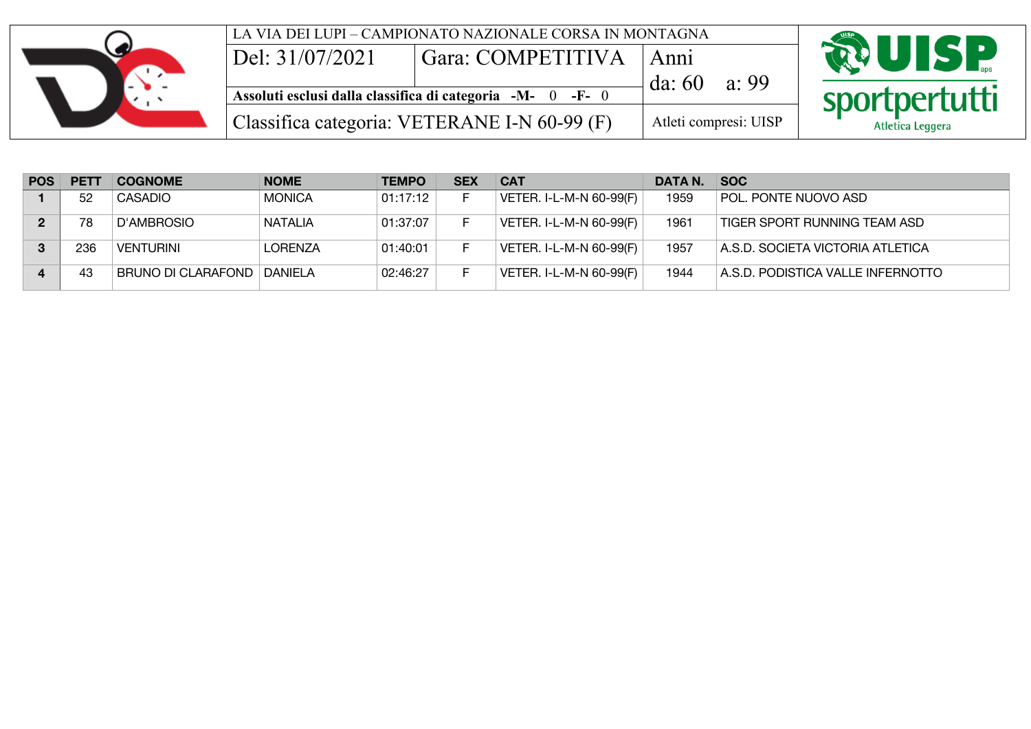LA VIA DEI LUPI – CAMPIONATO NAZIONALE CORSA IN MONTAGNA

| Del: 31/07/2021 | Gara: COMPETITIVA | Anni da: 60 a: 99 |
|---|---|---|
| **Assoluti esclusi dalla classifica di categoria -M- 0 -F- 0** | | |
| Classifica categoria: VETERANE I-N 60-99 (F) | | Atleti compresi: UISP |

UISP sportpertutti Atletica Leggera

| POS | PETT | COGNOME | NOME | TEMPO | SEX | CAT | DATA N. | SOC |
|---|---|---|---|---|---|---|---|---|
| **1** | 52 | CASADIO | MONICA | 01:17:12 | F | VETER. I-L-M-N 60-99(F) | 1959 | POL. PONTE NUOVO ASD |
| **2** | 78 | D'AMBROSIO | NATALIA | 01:37:07 | F | VETER. I-L-M-N 60-99(F) | 1961 | TIGER SPORT RUNNING TEAM ASD |
| **3** | 236 | VENTURINI | LORENZA | 01:40:01 | F | VETER. I-L-M-N 60-99(F) | 1957 | A.S.D. SOCIETA VICTORIA ATLETICA |
| **4** | 43 | BRUNO DI CLARAFOND | DANIELA | 02:46:27 | F | VETER. I-L-M-N 60-99(F) | 1944 | A.S.D. PODISTICA VALLE INFERNOTTO |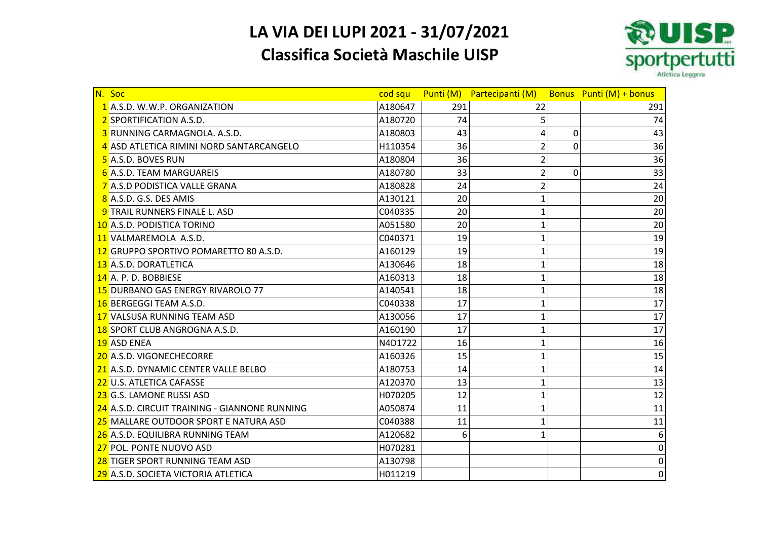# LA VIA DEI LUPI 2021 - 31/07/2021

## Classifica Società Maschile UISP

| N. | Soc | cod squ | Punti (M) | Partecipanti (M) | Bonus | Punti (M) + bonus |
|---|---|---|---|---|---|---|
| 1 | A.S.D. W.W.P. ORGANIZATION | A180647 | 291 | 22 | | 291 |
| 2 | SPORTIFICATION A.S.D. | A180720 | 74 | 5 | | 74 |
| 3 | RUNNING CARMAGNOLA. A.S.D. | A180803 | 43 | 4 | 0 | 43 |
| 4 | ASD ATLETICA RIMINI NORD SANTARCANGELO | H110354 | 36 | 2 | 0 | 36 |
| 5 | A.S.D. BOVES RUN | A180804 | 36 | 2 | | 36 |
| 6 | A.S.D. TEAM MARGUAREIS | A180780 | 33 | 2 | 0 | 33 |
| 7 | A.S.D PODISTICA VALLE GRANA | A180828 | 24 | 2 | | 24 |
| 8 | A.S.D. G.S. DES AMIS | A130121 | 20 | 1 | | 20 |
| 9 | TRAIL RUNNERS FINALE L. ASD | C040335 | 20 | 1 | | 20 |
| 10 | A.S.D. PODISTICA TORINO | A051580 | 20 | 1 | | 20 |
| 11 | VALMAREMOLA A.S.D. | C040371 | 19 | 1 | | 19 |
| 12 | GRUPPO SPORTIVO POMARETTO 80 A.S.D. | A160129 | 19 | 1 | | 19 |
| 13 | A.S.D. DORATLETICA | A130646 | 18 | 1 | | 18 |
| 14 | A. P. D. BOBBIESE | A160313 | 18 | 1 | | 18 |
| 15 | DURBANO GAS ENERGY RIVAROLO 77 | A140541 | 18 | 1 | | 18 |
| 16 | BERGEGGI TEAM A.S.D. | C040338 | 17 | 1 | | 17 |
| 17 | VALSUSA RUNNING TEAM ASD | A130056 | 17 | 1 | | 17 |
| 18 | SPORT CLUB ANGROGNA A.S.D. | A160190 | 17 | 1 | | 17 |
| 19 | ASD ENEA | N4D1722 | 16 | 1 | | 16 |
| 20 | A.S.D. VIGONECHECORRE | A160326 | 15 | 1 | | 15 |
| 21 | A.S.D. DYNAMIC CENTER VALLE BELBO | A180753 | 14 | 1 | | 14 |
| 22 | U.S. ATLETICA CAFASSE | A120370 | 13 | 1 | | 13 |
| 23 | G.S. LAMONE RUSSI ASD | H070205 | 12 | 1 | | 12 |
| 24 | A.S.D. CIRCUIT TRAINING - GIANNONE RUNNING | A050874 | 11 | 1 | | 11 |
| 25 | MALLARE OUTDOOR SPORT E NATURA ASD | C040388 | 11 | 1 | | 11 |
| 26 | A.S.D. EQUILIBRA RUNNING TEAM | A120682 | 6 | 1 | | 6 |
| 27 | POL. PONTE NUOVO ASD | H070281 | | | | 0 |
| 28 | TIGER SPORT RUNNING TEAM ASD | A130798 | | | | 0 |
| 29 | A.S.D. SOCIETA VICTORIA ATLETICA | H011219 | | | | 0 |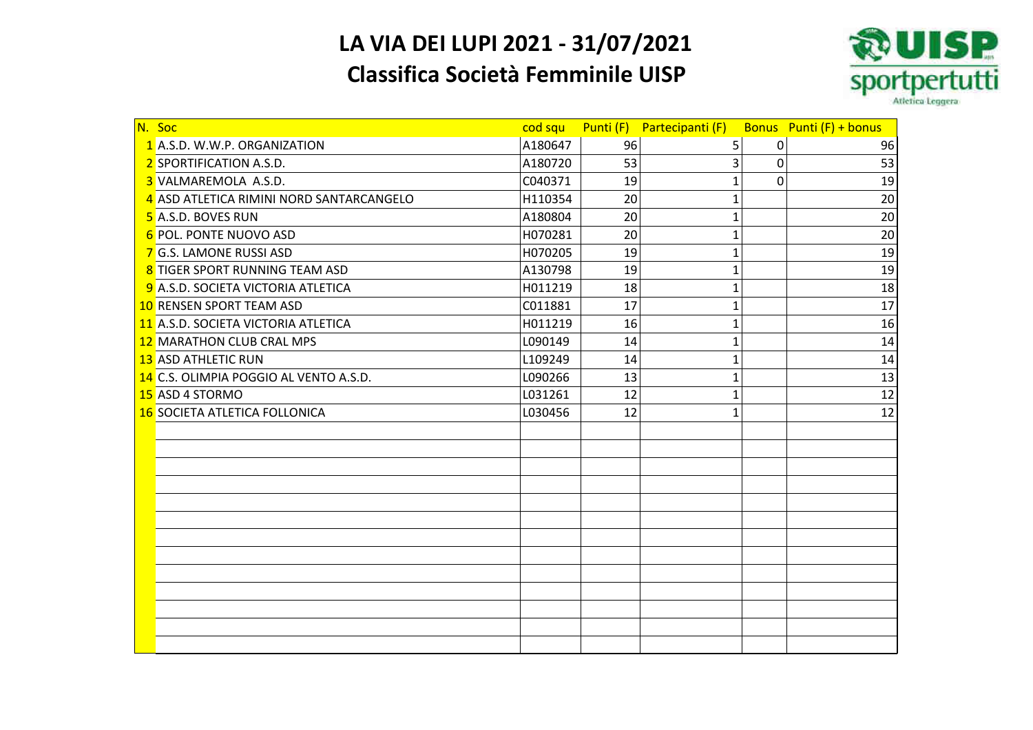# LA VIA DEI LUPI 2021 - 31/07/2021

## Classifica Società Femminile UISP

| N. | Soc | cod squ | Punti (F) | Partecipanti (F) | Bonus | Punti (F) + bonus |
|---|---|---|---|---|---|---|
| 1 | A.S.D. W.W.P. ORGANIZATION | A180647 | 96 | 5 | 0 | 96 |
| 2 | SPORTIFICATION A.S.D. | A180720 | 53 | 3 | 0 | 53 |
| 3 | VALMAREMOLA A.S.D. | C040371 | 19 | 1 | 0 | 19 |
| 4 | ASD ATLETICA RIMINI NORD SANTARCANGELO | H110354 | 20 | 1 | | 20 |
| 5 | A.S.D. BOVES RUN | A180804 | 20 | 1 | | 20 |
| 6 | POL. PONTE NUOVO ASD | H070281 | 20 | 1 | | 20 |
| 7 | G.S. LAMONE RUSSI ASD | H070205 | 19 | 1 | | 19 |
| 8 | TIGER SPORT RUNNING TEAM ASD | A130798 | 19 | 1 | | 19 |
| 9 | A.S.D. SOCIETA VICTORIA ATLETICA | H011219 | 18 | 1 | | 18 |
| 10 | RENSEN SPORT TEAM ASD | C011881 | 17 | 1 | | 17 |
| 11 | A.S.D. SOCIETA VICTORIA ATLETICA | H011219 | 16 | 1 | | 16 |
| 12 | MARATHON CLUB CRAL MPS | L090149 | 14 | 1 | | 14 |
| 13 | ASD ATHLETIC RUN | L109249 | 14 | 1 | | 14 |
| 14 | C.S. OLIMPIA POGGIO AL VENTO A.S.D. | L090266 | 13 | 1 | | 13 |
| 15 | ASD 4 STORMO | L031261 | 12 | 1 | | 12 |
| 16 | SOCIETA ATLETICA FOLLONICA | L030456 | 12 | 1 | | 12 |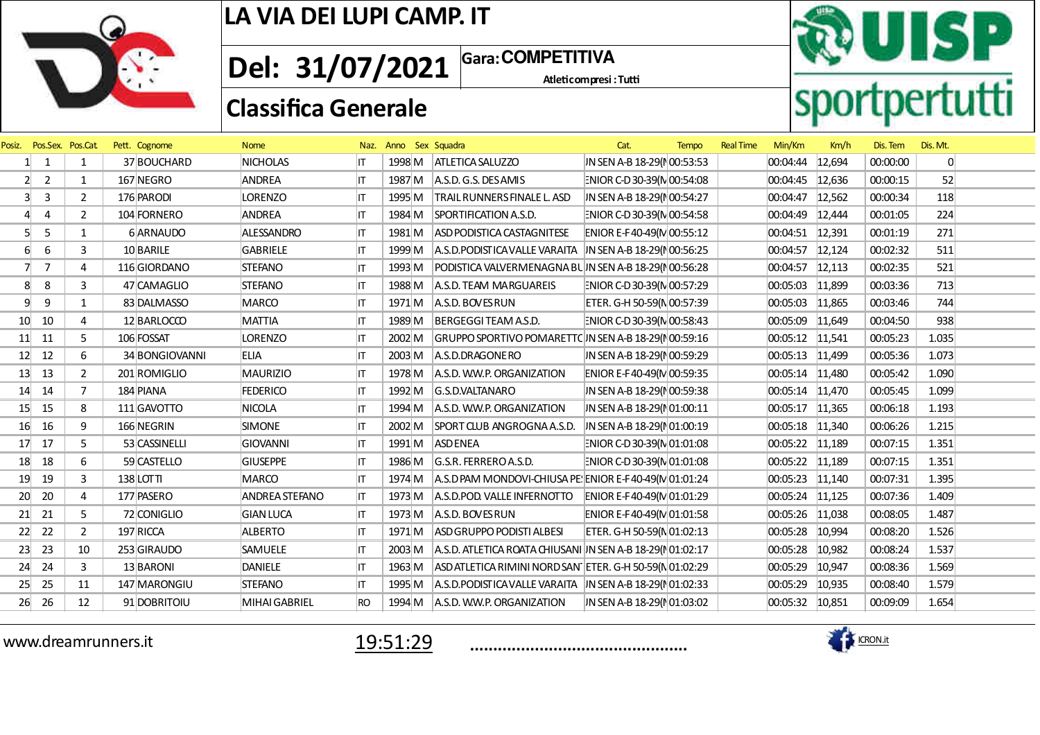# LA VIA DEI LUPI CAMP. IT

**Del: 31/07/2021**

**Gara: COMPETITIVA**

Atleti compresi : Tutti

## Classifica Generale

| Posiz. | Pos.Sex. | Pos.Cat. | Pett. | Cognome | Nome | Naz. | Anno | Sex | Squadra | Cat. | Tempo | Real Time | Min/Km | Km/h | Dis. Tem | Dis. Mt. |
|---|---|---|---|---|---|---|---|---|---|---|---|---|---|---|---|---|
| 1 | 1 | 1 | 37 | BOUCHARD | NICHOLAS | IT | 1998 | M | ATLETICA SALUZZO | JN SEN A-B 18-29(M | 00:53:53 | | 00:04:44 | 12,694 | 00:00:00 | 0 |
| 2 | 2 | 1 | 167 | NEGRO | ANDREA | IT | 1987 | M | A.S.D. G.S. DES AMIS | ENIOR C-D 30-39(M | 00:54:08 | | 00:04:45 | 12,636 | 00:00:15 | 52 |
| 3 | 3 | 2 | 176 | PARODI | LORENZO | IT | 1995 | M | TRAIL RUNNERS FINALE L. ASD | JN SEN A-B 18-29(M | 00:54:27 | | 00:04:47 | 12,562 | 00:00:34 | 118 |
| 4 | 4 | 2 | 104 | FORNERO | ANDREA | IT | 1984 | M | SPORTIFICATION A.S.D. | ENIOR C-D 30-39(M | 00:54:58 | | 00:04:49 | 12,444 | 00:01:05 | 224 |
| 5 | 5 | 1 | 6 | ARNAUDO | ALESSANDRO | IT | 1981 | M | ASD PODISTICA CASTAGNITESE | ENIOR E-F 40-49(M | 00:55:12 | | 00:04:51 | 12,391 | 00:01:19 | 271 |
| 6 | 6 | 3 | 10 | BARILE | GABRIELE | IT | 1999 | M | A.S.D.PODISTICA VALLE VARAITA | JN SEN A-B 18-29(M | 00:56:25 | | 00:04:57 | 12,124 | 00:02:32 | 511 |
| 7 | 7 | 4 | 116 | GIORDANO | STEFANO | IT | 1993 | M | PODISTICA VALVERMENAGNA BU | JN SEN A-B 18-29(M | 00:56:28 | | 00:04:57 | 12,113 | 00:02:35 | 521 |
| 8 | 8 | 3 | 47 | CAMAGLIO | STEFANO | IT | 1988 | M | A.S.D. TEAM MARGUAREIS | ENIOR C-D 30-39(M | 00:57:29 | | 00:05:03 | 11,899 | 00:03:36 | 713 |
| 9 | 9 | 1 | 83 | DALMASSO | MARCO | IT | 1971 | M | A.S.D. BOVES RUN | ETER. G-H 50-59(M | 00:57:39 | | 00:05:03 | 11,865 | 00:03:46 | 744 |
| 10 | 10 | 4 | 12 | BARLOCCO | MATTIA | IT | 1989 | M | BERGEGGI TEAM A.S.D. | ENIOR C-D 30-39(M | 00:58:43 | | 00:05:09 | 11,649 | 00:04:50 | 938 |
| 11 | 11 | 5 | 106 | FOSSAT | LORENZO | IT | 2002 | M | GRUPPO SPORTIVO POMARETTO | JN SEN A-B 18-29(M | 00:59:16 | | 00:05:12 | 11,541 | 00:05:23 | 1.035 |
| 12 | 12 | 6 | 34 | BONGIOVANNI | ELIA | IT | 2003 | M | A.S.D.DRAGONERO | JN SEN A-B 18-29(M | 00:59:29 | | 00:05:13 | 11,499 | 00:05:36 | 1.073 |
| 13 | 13 | 2 | 201 | ROMIGLIO | MAURIZIO | IT | 1978 | M | A.S.D. W.W.P. ORGANIZATION | ENIOR E-F 40-49(M | 00:59:35 | | 00:05:14 | 11,480 | 00:05:42 | 1.090 |
| 14 | 14 | 7 | 184 | PIANA | FEDERICO | IT | 1992 | M | G.S.D.VALTANARO | JN SEN A-B 18-29(M | 00:59:38 | | 00:05:14 | 11,470 | 00:05:45 | 1.099 |
| 15 | 15 | 8 | 111 | GAVOTTO | NICOLA | IT | 1994 | M | A.S.D. W.W.P. ORGANIZATION | JN SEN A-B 18-29(M | 01:00:11 | | 00:05:17 | 11,365 | 00:06:18 | 1.193 |
| 16 | 16 | 9 | 166 | NEGRIN | SIMONE | IT | 2002 | M | SPORT CLUB ANGROGNA A.S.D. | JN SEN A-B 18-29(M | 01:00:19 | | 00:05:18 | 11,340 | 00:06:26 | 1.215 |
| 17 | 17 | 5 | 53 | CASSINELLI | GIOVANNI | IT | 1991 | M | ASD ENEA | ENIOR C-D 30-39(M | 01:01:08 | | 00:05:22 | 11,189 | 00:07:15 | 1.351 |
| 18 | 18 | 6 | 59 | CASTELLO | GIUSEPPE | IT | 1986 | M | G.S.R. FERRERO A.S.D. | ENIOR C-D 30-39(M | 01:01:08 | | 00:05:22 | 11,189 | 00:07:15 | 1.351 |
| 19 | 19 | 3 | 138 | LOTTI | MARCO | IT | 1974 | M | A.S.D PAM MONDOVI-CHIUSA PE | ENIOR E-F 40-49(M | 01:01:24 | | 00:05:23 | 11,140 | 00:07:31 | 1.395 |
| 20 | 20 | 4 | 177 | PASERO | ANDREA STEFANO | IT | 1973 | M | A.S.D.POD. VALLE INFERNOTTO | ENIOR E-F 40-49(M | 01:01:29 | | 00:05:24 | 11,125 | 00:07:36 | 1.409 |
| 21 | 21 | 5 | 72 | CONIGLIO | GIAN LUCA | IT | 1973 | M | A.S.D. BOVES RUN | ENIOR E-F 40-49(M | 01:01:58 | | 00:05:26 | 11,038 | 00:08:05 | 1.487 |
| 22 | 22 | 2 | 197 | RICCA | ALBERTO | IT | 1971 | M | ASD GRUPPO PODISTI ALBESI | ETER. G-H 50-59(M | 01:02:13 | | 00:05:28 | 10,994 | 00:08:20 | 1.526 |
| 23 | 23 | 10 | 253 | GIRAUDO | SAMUELE | IT | 2003 | M | A.S.D. ATLETICA ROATA CHIUSANI | JN SEN A-B 18-29(M | 01:02:17 | | 00:05:28 | 10,982 | 00:08:24 | 1.537 |
| 24 | 24 | 3 | 13 | BARONI | DANIELE | IT | 1963 | M | ASD ATLETICA RIMINI NORD SAN | ETER. G-H 50-59(M | 01:02:29 | | 00:05:29 | 10,947 | 00:08:36 | 1.569 |
| 25 | 25 | 11 | 147 | MARONGIU | STEFANO | IT | 1995 | M | A.S.D.PODISTICA VALLE VARAITA | JN SEN A-B 18-29(M | 01:02:33 | | 00:05:29 | 10,935 | 00:08:40 | 1.579 |
| 26 | 26 | 12 | 91 | DOBRITOIU | MIHAI GABRIEL | RO | 1994 | M | A.S.D. W.W.P. ORGANIZATION | JN SEN A-B 18-29(M | 01:03:02 | | 00:05:32 | 10,851 | 00:09:09 | 1.654 |

www.dreamrunners.it 19:51:29 ............................................... ICRON.it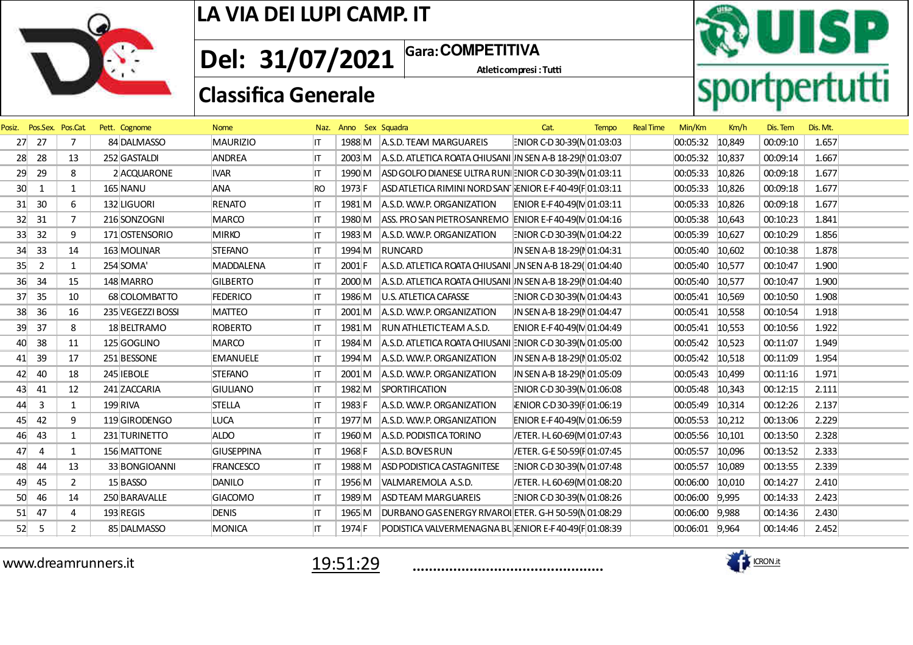# LA VIA DEI LUPI CAMP. IT

## Del: 31/07/2021

**Gara: COMPETITIVA**

Atleti compresi : Tutti

## Classifica Generale

| Posiz. | Pos.Sex. | Pos.Cat | Pett. | Cognome | Nome | Naz. | Anno | Sex | Squadra | Cat. | Tempo | Real Time | Min/Km | Km/h | Dis. Tem | Dis. Mt. |
|---|---|---|---|---|---|---|---|---|---|---|---|---|---|---|---|---|
| 27 | 27 | 7 | 84 | DALMASSO | MAURIZIO | IT | 1988 | M | A.S.D. TEAM MARGUAREIS | ENIOR C-D 30-39(M | 01:03:03 | | 00:05:32 | 10,849 | 00:09:10 | 1.657 |
| 28 | 28 | 13 | 252 | GASTALDI | ANDREA | IT | 2003 | M | A.S.D. ATLETICA ROATA CHIUSANI | JN SEN A-B 18-29(M | 01:03:07 | | 00:05:32 | 10,837 | 00:09:14 | 1.667 |
| 29 | 29 | 8 | 2 | ACQUARONE | IVAR | IT | 1990 | M | ASD GOLFO DIANESE ULTRA RUNI | ENIOR C-D 30-39(M | 01:03:11 | | 00:05:33 | 10,826 | 00:09:18 | 1.677 |
| 30 | 1 | 1 | 165 | NANU | ANA | RO | 1973 | F | ASD ATLETICA RIMINI NORD SAN | ENIOR E-F 40-49(F | 01:03:11 | | 00:05:33 | 10,826 | 00:09:18 | 1.677 |
| 31 | 30 | 6 | 132 | LIGUORI | RENATO | IT | 1981 | M | A.S.D. W.W.P. ORGANIZATION | ENIOR E-F 40-49(M | 01:03:11 | | 00:05:33 | 10,826 | 00:09:18 | 1.677 |
| 32 | 31 | 7 | 216 | SONZOGNI | MARCO | IT | 1980 | M | ASS. PRO SAN PIETRO SANREMO | ENIOR E-F 40-49(M | 01:04:16 | | 00:05:38 | 10,643 | 00:10:23 | 1.841 |
| 33 | 32 | 9 | 171 | OSTENSORIO | MIRKO | IT | 1983 | M | A.S.D. W.W.P. ORGANIZATION | ENIOR C-D 30-39(M | 01:04:22 | | 00:05:39 | 10,627 | 00:10:29 | 1.856 |
| 34 | 33 | 14 | 163 | MOLINAR | STEFANO | IT | 1994 | M | RUNCARD | JN SEN A-B 18-29(M | 01:04:31 | | 00:05:40 | 10,602 | 00:10:38 | 1.878 |
| 35 | 2 | 1 | 254 | SOMA' | MADDALENA | IT | 2001 | F | A.S.D. ATLETICA ROATA CHIUSANI | JN SEN A-B 18-29( | 01:04:40 | | 00:05:40 | 10,577 | 00:10:47 | 1.900 |
| 36 | 34 | 15 | 148 | MARRO | GILBERTO | IT | 2000 | M | A.S.D. ATLETICA ROATA CHIUSANI | JN SEN A-B 18-29(M | 01:04:40 | | 00:05:40 | 10,577 | 00:10:47 | 1.900 |
| 37 | 35 | 10 | 68 | COLOMBATTO | FEDERICO | IT | 1986 | M | U.S. ATLETICA CAFASSE | ENIOR C-D 30-39(M | 01:04:43 | | 00:05:41 | 10,569 | 00:10:50 | 1.908 |
| 38 | 36 | 16 | 235 | VEGEZZI BOSSI | MATTEO | IT | 2001 | M | A.S.D. W.W.P. ORGANIZATION | JN SEN A-B 18-29(M | 01:04:47 | | 00:05:41 | 10,558 | 00:10:54 | 1.918 |
| 39 | 37 | 8 | 18 | BELTRAMO | ROBERTO | IT | 1981 | M | RUN ATHLETIC TEAM A.S.D. | ENIOR E-F 40-49(M | 01:04:49 | | 00:05:41 | 10,553 | 00:10:56 | 1.922 |
| 40 | 38 | 11 | 125 | GOGLINO | MARCO | IT | 1984 | M | A.S.D. ATLETICA ROATA CHIUSANI | ENIOR C-D 30-39(M | 01:05:00 | | 00:05:42 | 10,523 | 00:11:07 | 1.949 |
| 41 | 39 | 17 | 251 | BESSONE | EMANUELE | IT | 1994 | M | A.S.D. W.W.P. ORGANIZATION | JN SEN A-B 18-29(M | 01:05:02 | | 00:05:42 | 10,518 | 00:11:09 | 1.954 |
| 42 | 40 | 18 | 245 | IEBOLE | STEFANO | IT | 2001 | M | A.S.D. W.W.P. ORGANIZATION | JN SEN A-B 18-29(M | 01:05:09 | | 00:05:43 | 10,499 | 00:11:16 | 1.971 |
| 43 | 41 | 12 | 241 | ZACCARIA | GIULIANO | IT | 1982 | M | SPORTIFICATION | ENIOR C-D 30-39(M | 01:06:08 | | 00:05:48 | 10,343 | 00:12:15 | 2.111 |
| 44 | 3 | 1 | 199 | RIVA | STELLA | IT | 1983 | F | A.S.D. W.W.P. ORGANIZATION | ENIOR C-D 30-39(F | 01:06:19 | | 00:05:49 | 10,314 | 00:12:26 | 2.137 |
| 45 | 42 | 9 | 119 | GIRODENGO | LUCA | IT | 1977 | M | A.S.D. W.W.P. ORGANIZATION | ENIOR E-F 40-49(M | 01:06:59 | | 00:05:53 | 10,212 | 00:13:06 | 2.229 |
| 46 | 43 | 1 | 231 | TURINETTO | ALDO | IT | 1960 | M | A.S.D. PODISTICA TORINO | /ETER. I-L 60-69(M | 01:07:43 | | 00:05:56 | 10,101 | 00:13:50 | 2.328 |
| 47 | 4 | 1 | 156 | MATTONE | GIUSEPPINA | IT | 1968 | F | A.S.D. BOVES RUN | /ETER. G-E 50-59(F | 01:07:45 | | 00:05:57 | 10,096 | 00:13:52 | 2.333 |
| 48 | 44 | 13 | 33 | BONGIOANNI | FRANCESCO | IT | 1988 | M | ASD PODISTICA CASTAGNITESE | ENIOR C-D 30-39(M | 01:07:48 | | 00:05:57 | 10,089 | 00:13:55 | 2.339 |
| 49 | 45 | 2 | 15 | BASSO | DANILO | IT | 1956 | M | VALMAREMOLA A.S.D. | /ETER. I-L 60-69(M | 01:08:20 | | 00:06:00 | 10,010 | 00:14:27 | 2.410 |
| 50 | 46 | 14 | 250 | BARAVALLE | GIACOMO | IT | 1989 | M | ASD TEAM MARGUAREIS | ENIOR C-D 30-39(M | 01:08:26 | | 00:06:00 | 9,995 | 00:14:33 | 2.423 |
| 51 | 47 | 4 | 193 | REGIS | DENIS | IT | 1965 | M | DURBANO GAS ENERGY RIVAROI | ETER. G-H 50-59(M | 01:08:29 | | 00:06:00 | 9,988 | 00:14:36 | 2.430 |
| 52 | 5 | 2 | 85 | DALMASSO | MONICA | IT | 1974 | F | PODISTICA VALVERMENAGNA BL | ENIOR E-F 40-49(F | 01:08:39 | | 00:06:01 | 9,964 | 00:14:46 | 2.452 |

www.dreamrunners.it 19:51:29 ............................................... ICRON.it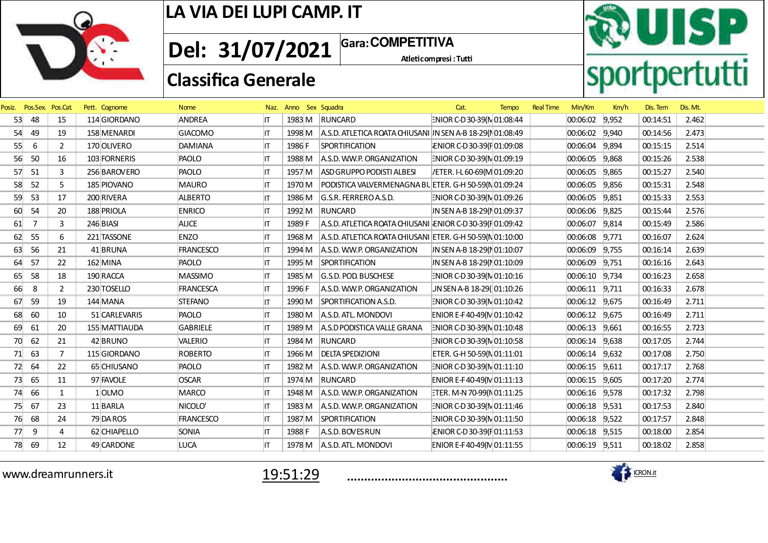# LA VIA DEI LUPI CAMP. IT

**Del: 31/07/2021**

**Gara: COMPETITIVA**

Atleti compresi : Tutti

## Classifica Generale

| Posiz. | Pos.Sex. | Pos.Cat. | Pett. | Cognome | Nome | Naz. | Anno | Sex | Squadra | Cat. | Tempo | Real Time | Min/Km | Km/h | Dis. Tem | Dis. Mt. |
|---|---|---|---|---|---|---|---|---|---|---|---|---|---|---|---|---|
| 53 | 48 | 15 | 114 | GIORDANO | ANDREA | IT | 1983 | M | RUNCARD | ENIOR C-D 30-39(M | 01:08:44 | | 00:06:02 | 9,952 | 00:14:51 | 2.462 |
| 54 | 49 | 19 | 158 | MENARDI | GIACOMO | IT | 1998 | M | A.S.D. ATLETICA ROATA CHIUSANI | JN SEN A-B 18-29(M | 01:08:49 | | 00:06:02 | 9,940 | 00:14:56 | 2.473 |
| 55 | 6 | 2 | 170 | OLIVERO | DAMIANA | IT | 1986 | F | SPORTIFICATION | ENIOR C-D 30-39(F | 01:09:08 | | 00:06:04 | 9,894 | 00:15:15 | 2.514 |
| 56 | 50 | 16 | 103 | FORNERIS | PAOLO | IT | 1988 | M | A.S.D. W.W.P. ORGANIZATION | ENIOR C-D 30-39(M | 01:09:19 | | 00:06:05 | 9,868 | 00:15:26 | 2.538 |
| 57 | 51 | 3 | 256 | BAROVERO | PAOLO | IT | 1957 | M | ASD GRUPPO PODISTI ALBESI | /ETER. I-L 60-69(M | 01:09:20 | | 00:06:05 | 9,865 | 00:15:27 | 2.540 |
| 58 | 52 | 5 | 185 | PIOVANO | MAURO | IT | 1970 | M | PODISTICA VALVERMENAGNA BL | ETER. G-H 50-59(M | 01:09:24 | | 00:06:05 | 9,856 | 00:15:31 | 2.548 |
| 59 | 53 | 17 | 200 | RIVERA | ALBERTO | IT | 1986 | M | G.S.R. FERRERO A.S.D. | ENIOR C-D 30-39(M | 01:09:26 | | 00:06:05 | 9,851 | 00:15:33 | 2.553 |
| 60 | 54 | 20 | 188 | PRIOLA | ENRICO | IT | 1992 | M | RUNCARD | JN SEN A-B 18-29(M | 01:09:37 | | 00:06:06 | 9,825 | 00:15:44 | 2.576 |
| 61 | 7 | 3 | 246 | BIASI | ALICE | IT | 1989 | F | A.S.D. ATLETICA ROATA CHIUSANI | ENIOR C-D 30-39(F | 01:09:42 | | 00:06:07 | 9,814 | 00:15:49 | 2.586 |
| 62 | 55 | 6 | 221 | TASSONE | ENZO | IT | 1968 | M | A.S.D. ATLETICA ROATA CHIUSANI | ETER. G-H 50-59(M | 01:10:00 | | 00:06:08 | 9,771 | 00:16:07 | 2.624 |
| 63 | 56 | 21 | 41 | BRUNA | FRANCESCO | IT | 1994 | M | A.S.D. W.W.P. ORGANIZATION | JN SEN A-B 18-29(M | 01:10:07 | | 00:06:09 | 9,755 | 00:16:14 | 2.639 |
| 64 | 57 | 22 | 162 | MINA | PAOLO | IT | 1995 | M | SPORTIFICATION | JN SEN A-B 18-29(M | 01:10:09 | | 00:06:09 | 9,751 | 00:16:16 | 2.643 |
| 65 | 58 | 18 | 190 | RACCA | MASSIMO | IT | 1985 | M | G.S.D. POD. BUSCHESE | ENIOR C-D 30-39(M | 01:10:16 | | 00:06:10 | 9,734 | 00:16:23 | 2.658 |
| 66 | 8 | 2 | 230 | TOSELLO | FRANCESCA | IT | 1996 | F | A.S.D. W.W.P. ORGANIZATION | JN SEN A-B 18-29( | 01:10:26 | | 00:06:11 | 9,711 | 00:16:33 | 2.678 |
| 67 | 59 | 19 | 144 | MANA | STEFANO | IT | 1990 | M | SPORTIFICATION A.S.D. | ENIOR C-D 30-39(M | 01:10:42 | | 00:06:12 | 9,675 | 00:16:49 | 2.711 |
| 68 | 60 | 10 | 51 | CARLEVARIS | PAOLO | IT | 1980 | M | A.S.D. ATL. MONDOVI | ENIOR E-F 40-49(M | 01:10:42 | | 00:06:12 | 9,675 | 00:16:49 | 2.711 |
| 69 | 61 | 20 | 155 | MATTIAUDA | GABRIELE | IT | 1989 | M | A.S.D PODISTICA VALLE GRANA | ENIOR C-D 30-39(M | 01:10:48 | | 00:06:13 | 9,661 | 00:16:55 | 2.723 |
| 70 | 62 | 21 | 42 | BRUNO | VALERIO | IT | 1984 | M | RUNCARD | ENIOR C-D 30-39(M | 01:10:58 | | 00:06:14 | 9,638 | 00:17:05 | 2.744 |
| 71 | 63 | 7 | 115 | GIORDANO | ROBERTO | IT | 1966 | M | DELTA SPEDIZIONI | ETER. G-H 50-59(M | 01:11:01 | | 00:06:14 | 9,632 | 00:17:08 | 2.750 |
| 72 | 64 | 22 | 65 | CHIUSANO | PAOLO | IT | 1982 | M | A.S.D. W.W.P. ORGANIZATION | ENIOR C-D 30-39(M | 01:11:10 | | 00:06:15 | 9,611 | 00:17:17 | 2.768 |
| 73 | 65 | 11 | 97 | FAVOLE | OSCAR | IT | 1974 | M | RUNCARD | ENIOR E-F 40-49(M | 01:11:13 | | 00:06:15 | 9,605 | 00:17:20 | 2.774 |
| 74 | 66 | 1 | 1 | OLMO | MARCO | IT | 1948 | M | A.S.D. W.W.P. ORGANIZATION | ETER. M-N 70-99(M | 01:11:25 | | 00:06:16 | 9,578 | 00:17:32 | 2.798 |
| 75 | 67 | 23 | 11 | BARLA | NICOLO' | IT | 1983 | M | A.S.D. W.W.P. ORGANIZATION | ENIOR C-D 30-39(M | 01:11:46 | | 00:06:18 | 9,531 | 00:17:53 | 2.840 |
| 76 | 68 | 24 | 79 | DA ROS | FRANCESCO | IT | 1987 | M | SPORTIFICATION | ENIOR C-D 30-39(M | 01:11:50 | | 00:06:18 | 9,522 | 00:17:57 | 2.848 |
| 77 | 9 | 4 | 62 | CHIAPELLO | SONIA | IT | 1988 | F | A.S.D. BOVES RUN | ENIOR C-D 30-39(F | 01:11:53 | | 00:06:18 | 9,515 | 00:18:00 | 2.854 |
| 78 | 69 | 12 | 49 | CARDONE | LUCA | IT | 1978 | M | A.S.D. ATL. MONDOVI | ENIOR E-F 40-49(M | 01:11:55 | | 00:06:19 | 9,511 | 00:18:02 | 2.858 |

www.dreamrunners.it 19:51:29 ............................................... ICRON.it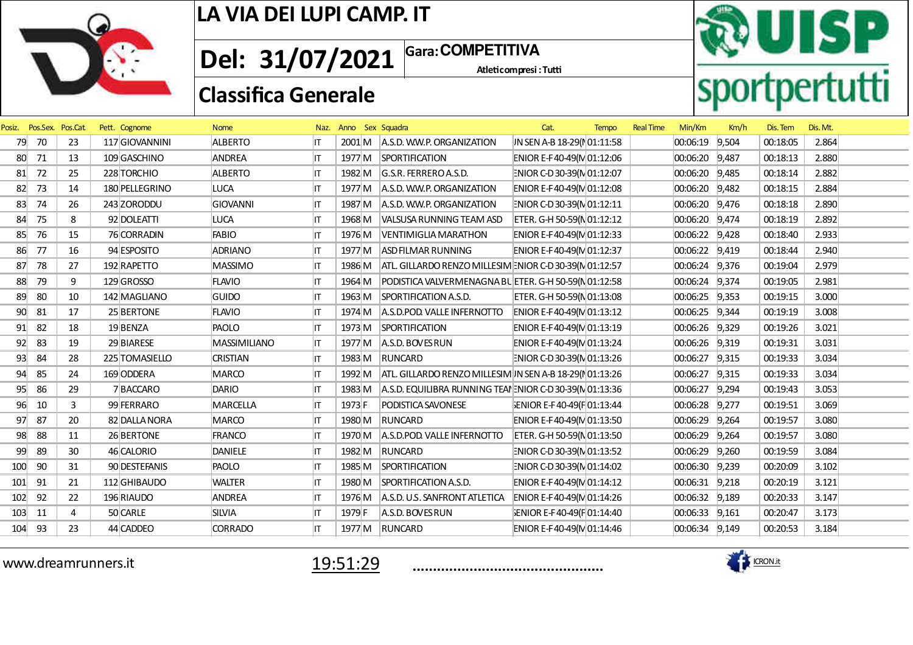# LA VIA DEI LUPI CAMP. IT

**Del: 31/07/2021** | **Gara: COMPETITIVA**

Atleti compresi : Tutti

## Classifica Generale

| Posiz. | Pos.Sex. | Pos.Cat. | Pett. | Cognome | Nome | Naz. | Anno | Sex | Squadra | Cat. | Tempo | Real Time | Min/Km | Km/h | Dis. Tem | Dis. Mt. |
|---|---|---|---|---|---|---|---|---|---|---|---|---|---|---|---|---|
| 79 | 70 | 23 | 117 | GIOVANNINI | ALBERTO | IT | 2001 | M | A.S.D. W.W.P. ORGANIZATION | JN SEN A-B 18-29(M | 01:11:58 | | 00:06:19 | 9,504 | 00:18:05 | 2.864 |
| 80 | 71 | 13 | 109 | GASCHINO | ANDREA | IT | 1977 | M | SPORTIFICATION | ENIOR E-F 40-49(M | 01:12:06 | | 00:06:20 | 9,487 | 00:18:13 | 2.880 |
| 81 | 72 | 25 | 228 | TORCHIO | ALBERTO | IT | 1982 | M | G.S.R. FERRERO A.S.D. | ENIOR C-D 30-39(M | 01:12:07 | | 00:06:20 | 9,485 | 00:18:14 | 2.882 |
| 82 | 73 | 14 | 180 | PELLEGRINO | LUCA | IT | 1977 | M | A.S.D. W.W.P. ORGANIZATION | ENIOR E-F 40-49(M | 01:12:08 | | 00:06:20 | 9,482 | 00:18:15 | 2.884 |
| 83 | 74 | 26 | 243 | ZORODDU | GIOVANNI | IT | 1987 | M | A.S.D. W.W.P. ORGANIZATION | ENIOR C-D 30-39(M | 01:12:11 | | 00:06:20 | 9,476 | 00:18:18 | 2.890 |
| 84 | 75 | 8 | 92 | DOLEATTI | LUCA | IT | 1968 | M | VALSUSA RUNNING TEAM ASD | ETER. G-H 50-59(M | 01:12:12 | | 00:06:20 | 9,474 | 00:18:19 | 2.892 |
| 85 | 76 | 15 | 76 | CORRADIN | FABIO | IT | 1976 | M | VENTIMIGLIA MARATHON | ENIOR E-F 40-49(M | 01:12:33 | | 00:06:22 | 9,428 | 00:18:40 | 2.933 |
| 86 | 77 | 16 | 94 | ESPOSITO | ADRIANO | IT | 1977 | M | ASD FILMAR RUNNING | ENIOR E-F 40-49(M | 01:12:37 | | 00:06:22 | 9,419 | 00:18:44 | 2.940 |
| 87 | 78 | 27 | 192 | RAPETTO | MASSIMO | IT | 1986 | M | ATL. GILLARDO RENZO MILLESIM | ENIOR C-D 30-39(M | 01:12:57 | | 00:06:24 | 9,376 | 00:19:04 | 2.979 |
| 88 | 79 | 9 | 129 | GROSSO | FLAVIO | IT | 1964 | M | PODISTICA VALVERMENAGNA BU | ETER. G-H 50-59(M | 01:12:58 | | 00:06:24 | 9,374 | 00:19:05 | 2.981 |
| 89 | 80 | 10 | 142 | MAGLIANO | GUIDO | IT | 1963 | M | SPORTIFICATION A.S.D. | ETER. G-H 50-59(M | 01:13:08 | | 00:06:25 | 9,353 | 00:19:15 | 3.000 |
| 90 | 81 | 17 | 25 | BERTONE | FLAVIO | IT | 1974 | M | A.S.D.POD. VALLE INFERNOTTO | ENIOR E-F 40-49(M | 01:13:12 | | 00:06:25 | 9,344 | 00:19:19 | 3.008 |
| 91 | 82 | 18 | 19 | BENZA | PAOLO | IT | 1973 | M | SPORTIFICATION | ENIOR E-F 40-49(M | 01:13:19 | | 00:06:26 | 9,329 | 00:19:26 | 3.021 |
| 92 | 83 | 19 | 29 | BIARESE | MASSIMILIANO | IT | 1977 | M | A.S.D. BOVES RUN | ENIOR E-F 40-49(M | 01:13:24 | | 00:06:26 | 9,319 | 00:19:31 | 3.031 |
| 93 | 84 | 28 | 225 | TOMASIELLO | CRISTIAN | IT | 1983 | M | RUNCARD | ENIOR C-D 30-39(M | 01:13:26 | | 00:06:27 | 9,315 | 00:19:33 | 3.034 |
| 94 | 85 | 24 | 169 | ODDERA | MARCO | IT | 1992 | M | ATL. GILLARDO RENZO MILLESIM | JN SEN A-B 18-29(M | 01:13:26 | | 00:06:27 | 9,315 | 00:19:33 | 3.034 |
| 95 | 86 | 29 | 7 | BACCARO | DARIO | IT | 1983 | M | A.S.D. EQUILIBRA RUNNING TEAM | ENIOR C-D 30-39(M | 01:13:36 | | 00:06:27 | 9,294 | 00:19:43 | 3.053 |
| 96 | 10 | 3 | 99 | FERRARO | MARCELLA | IT | 1973 | F | PODISTICA SAVONESE | SENIOR E-F 40-49(F | 01:13:44 | | 00:06:28 | 9,277 | 00:19:51 | 3.069 |
| 97 | 87 | 20 | 82 | DALLA NORA | MARCO | IT | 1980 | M | RUNCARD | ENIOR E-F 40-49(M | 01:13:50 | | 00:06:29 | 9,264 | 00:19:57 | 3.080 |
| 98 | 88 | 11 | 26 | BERTONE | FRANCO | IT | 1970 | M | A.S.D.POD. VALLE INFERNOTTO | ETER. G-H 50-59(M | 01:13:50 | | 00:06:29 | 9,264 | 00:19:57 | 3.080 |
| 99 | 89 | 30 | 46 | CALORIO | DANIELE | IT | 1982 | M | RUNCARD | ENIOR C-D 30-39(M | 01:13:52 | | 00:06:29 | 9,260 | 00:19:59 | 3.084 |
| 100 | 90 | 31 | 90 | DESTEFANIS | PAOLO | IT | 1985 | M | SPORTIFICATION | ENIOR C-D 30-39(M | 01:14:02 | | 00:06:30 | 9,239 | 00:20:09 | 3.102 |
| 101 | 91 | 21 | 112 | GHIBAUDO | WALTER | IT | 1980 | M | SPORTIFICATION A.S.D. | ENIOR E-F 40-49(M | 01:14:12 | | 00:06:31 | 9,218 | 00:20:19 | 3.121 |
| 102 | 92 | 22 | 196 | RIAUDO | ANDREA | IT | 1976 | M | A.S.D. U.S. SANFRONT ATLETICA | ENIOR E-F 40-49(M | 01:14:26 | | 00:06:32 | 9,189 | 00:20:33 | 3.147 |
| 103 | 11 | 4 | 50 | CARLE | SILVIA | IT | 1979 | F | A.S.D. BOVES RUN | SENIOR E-F 40-49(F | 01:14:40 | | 00:06:33 | 9,161 | 00:20:47 | 3.173 |
| 104 | 93 | 23 | 44 | CADDEO | CORRADO | IT | 1977 | M | RUNCARD | ENIOR E-F 40-49(M | 01:14:46 | | 00:06:34 | 9,149 | 00:20:53 | 3.184 |

www.dreamrunners.it 19:51:29 ............................................... ICRON.it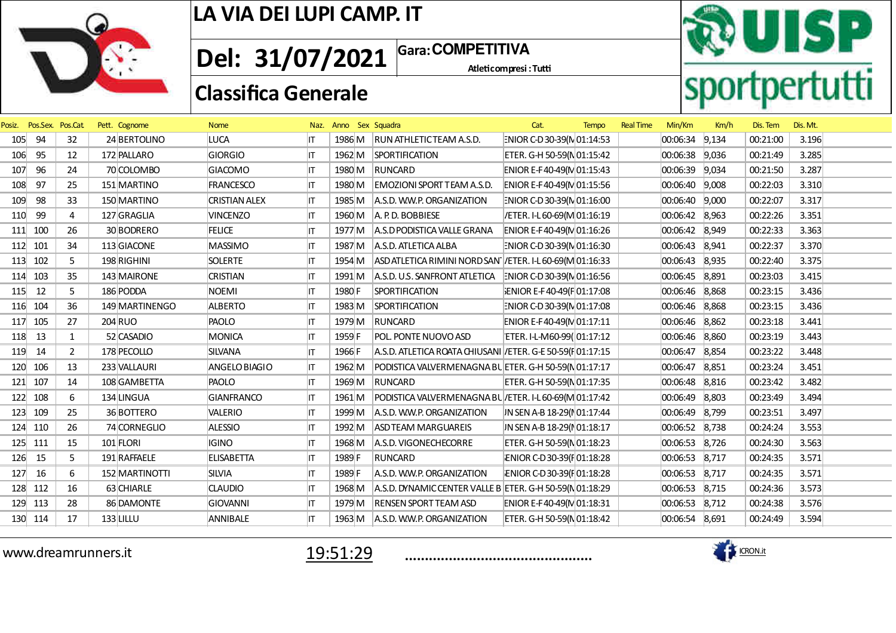# LA VIA DEI LUPI CAMP. IT

## Del: 31/07/2021

**Gara: COMPETITIVA**

Atleticompresi : Tutti

## Classifica Generale

| Posiz. | Pos.Sex. | Pos.Cat. | Pett. | Cognome | Nome | Naz. | Anno | Sex | Squadra | Cat. | Tempo | Real Time | Min/Km | Km/h | Dis. Tem | Dis. Mt. |
|---|---|---|---|---|---|---|---|---|---|---|---|---|---|---|---|---|
| 105 | 94 | 32 | 24 | BERTOLINO | LUCA | IT | 1986 | M | RUN ATHLETIC TEAM A.S.D. | ENIOR C-D 30-39(M | 01:14:53 | | 00:06:34 | 9,134 | 00:21:00 | 3.196 |
| 106 | 95 | 12 | 172 | PALLARO | GIORGIO | IT | 1962 | M | SPORTIFICATION | ETER. G-H 50-59(M | 01:15:42 | | 00:06:38 | 9,036 | 00:21:49 | 3.285 |
| 107 | 96 | 24 | 70 | COLOMBO | GIACOMO | IT | 1980 | M | RUNCARD | ENIOR E-F 40-49(M | 01:15:43 | | 00:06:39 | 9,034 | 00:21:50 | 3.287 |
| 108 | 97 | 25 | 151 | MARTINO | FRANCESCO | IT | 1980 | M | EMOZIONI SPORT TEAM A.S.D. | ENIOR E-F 40-49(M | 01:15:56 | | 00:06:40 | 9,008 | 00:22:03 | 3.310 |
| 109 | 98 | 33 | 150 | MARTINO | CRISTIAN ALEX | IT | 1985 | M | A.S.D. W.W.P. ORGANIZATION | ENIOR C-D 30-39(M | 01:16:00 | | 00:06:40 | 9,000 | 00:22:07 | 3.317 |
| 110 | 99 | 4 | 127 | GRAGLIA | VINCENZO | IT | 1960 | M | A. P. D. BOBBIESE | VETER. I-L 60-69(M | 01:16:19 | | 00:06:42 | 8,963 | 00:22:26 | 3.351 |
| 111 | 100 | 26 | 30 | BODRERO | FELICE | IT | 1977 | M | A.S.D PODISTICA VALLE GRANA | ENIOR E-F 40-49(M | 01:16:26 | | 00:06:42 | 8,949 | 00:22:33 | 3.363 |
| 112 | 101 | 34 | 113 | GIACONE | MASSIMO | IT | 1987 | M | A.S.D. ATLETICA ALBA | ENIOR C-D 30-39(M | 01:16:30 | | 00:06:43 | 8,941 | 00:22:37 | 3.370 |
| 113 | 102 | 5 | 198 | RIGHINI | SOLERTE | IT | 1954 | M | ASD ATLETICA RIMINI NORD SAN | VETER. I-L 60-69(M | 01:16:33 | | 00:06:43 | 8,935 | 00:22:40 | 3.375 |
| 114 | 103 | 35 | 143 | MAIRONE | CRISTIAN | IT | 1991 | M | A.S.D. U.S. SANFRONT ATLETICA | ENIOR C-D 30-39(M | 01:16:56 | | 00:06:45 | 8,891 | 00:23:03 | 3.415 |
| 115 | 12 | 5 | 186 | PODDA | NOEMI | IT | 1980 | F | SPORTIFICATION | SENIOR E-F 40-49(F | 01:17:08 | | 00:06:46 | 8,868 | 00:23:15 | 3.436 |
| 116 | 104 | 36 | 149 | MARTINENGO | ALBERTO | IT | 1983 | M | SPORTIFICATION | ENIOR C-D 30-39(M | 01:17:08 | | 00:06:46 | 8,868 | 00:23:15 | 3.436 |
| 117 | 105 | 27 | 204 | RUO | PAOLO | IT | 1979 | M | RUNCARD | ENIOR E-F 40-49(M | 01:17:11 | | 00:06:46 | 8,862 | 00:23:18 | 3.441 |
| 118 | 13 | 1 | 52 | CASADIO | MONICA | IT | 1959 | F | POL. PONTE NUOVO ASD | ETER. I-L-M60-99( | 01:17:12 | | 00:06:46 | 8,860 | 00:23:19 | 3.443 |
| 119 | 14 | 2 | 178 | PECOLLO | SILVANA | IT | 1966 | F | A.S.D. ATLETICA ROATA CHIUSANI | VETER. G-E 50-59(F | 01:17:15 | | 00:06:47 | 8,854 | 00:23:22 | 3.448 |
| 120 | 106 | 13 | 233 | VALLAURI | ANGELO BIAGIO | IT | 1962 | M | PODISTICA VALVERMENAGNA BU | ETER. G-H 50-59(M | 01:17:17 | | 00:06:47 | 8,851 | 00:23:24 | 3.451 |
| 121 | 107 | 14 | 108 | GAMBETTA | PAOLO | IT | 1969 | M | RUNCARD | ETER. G-H 50-59(M | 01:17:35 | | 00:06:48 | 8,816 | 00:23:42 | 3.482 |
| 122 | 108 | 6 | 134 | LINGUA | GIANFRANCO | IT | 1961 | M | PODISTICA VALVERMENAGNA BU | VETER. I-L 60-69(M | 01:17:42 | | 00:06:49 | 8,803 | 00:23:49 | 3.494 |
| 123 | 109 | 25 | 36 | BOTTERO | VALERIO | IT | 1999 | M | A.S.D. W.W.P. ORGANIZATION | UN SEN A-B 18-29(M | 01:17:44 | | 00:06:49 | 8,799 | 00:23:51 | 3.497 |
| 124 | 110 | 26 | 74 | CORNEGLIO | ALESSIO | IT | 1992 | M | ASD TEAM MARGUAREIS | UN SEN A-B 18-29(M | 01:18:17 | | 00:06:52 | 8,738 | 00:24:24 | 3.553 |
| 125 | 111 | 15 | 101 | FLORI | IGINO | IT | 1968 | M | A.S.D. VIGONECHECORRE | ETER. G-H 50-59(M | 01:18:23 | | 00:06:53 | 8,726 | 00:24:30 | 3.563 |
| 126 | 15 | 5 | 191 | RAFFAELE | ELISABETTA | IT | 1989 | F | RUNCARD | SENIOR C-D 30-39(F | 01:18:28 | | 00:06:53 | 8,717 | 00:24:35 | 3.571 |
| 127 | 16 | 6 | 152 | MARTINOTTI | SILVIA | IT | 1989 | F | A.S.D. W.W.P. ORGANIZATION | SENIOR C-D 30-39(F | 01:18:28 | | 00:06:53 | 8,717 | 00:24:35 | 3.571 |
| 128 | 112 | 16 | 63 | CHIARLE | CLAUDIO | IT | 1968 | M | A.S.D. DYNAMIC CENTER VALLE B | ETER. G-H 50-59(M | 01:18:29 | | 00:06:53 | 8,715 | 00:24:36 | 3.573 |
| 129 | 113 | 28 | 86 | DAMONTE | GIOVANNI | IT | 1979 | M | RENSEN SPORT TEAM ASD | ENIOR E-F 40-49(M | 01:18:31 | | 00:06:53 | 8,712 | 00:24:38 | 3.576 |
| 130 | 114 | 17 | 133 | LILLU | ANNIBALE | IT | 1963 | M | A.S.D. W.W.P. ORGANIZATION | ETER. G-H 50-59(M | 01:18:42 | | 00:06:54 | 8,691 | 00:24:49 | 3.594 |

www.dreamrunners.it 19:51:29 ............................................... ICRON.it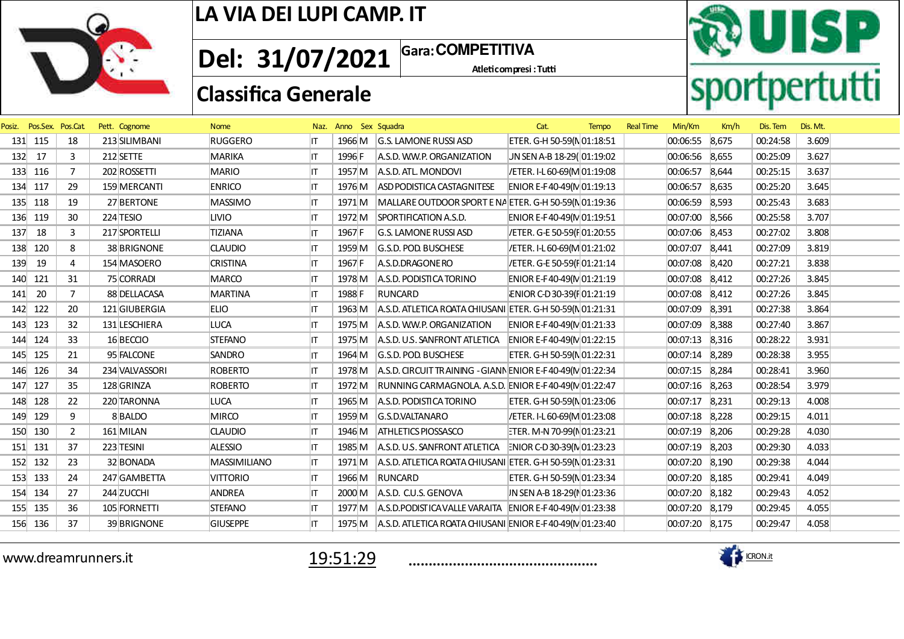# LA VIA DEI LUPI CAMP. IT

## Del: 31/07/2021

**Gara: COMPETITIVA**

Atleti compresi : Tutti

## Classifica Generale

| Posiz. | Pos.Sex. | Pos.Cat. | Pett. | Cognome | Nome | Naz. | Anno | Sex | Squadra | Cat. | Tempo | Real Time | Min/Km | Km/h | Dis. Tem | Dis. Mt. |
|---|---|---|---|---|---|---|---|---|---|---|---|---|---|---|---|---|
| 131 | 115 | 18 | 213 | SILIMBANI | RUGGERO | IT | 1966 | M | G.S. LAMONE RUSSI ASD | ETER. G-H 50-59(M | 01:18:51 | | 00:06:55 | 8,675 | 00:24:58 | 3.609 |
| 132 | 17 | 3 | 212 | SETTE | MARIKA | IT | 1996 | F | A.S.D. W.W.P. ORGANIZATION | UN SEN A-B 18-29( | 01:19:02 | | 00:06:56 | 8,655 | 00:25:09 | 3.627 |
| 133 | 116 | 7 | 202 | ROSSETTI | MARIO | IT | 1957 | M | A.S.D. ATL. MONDOVI | VETER. I-L 60-69(M | 01:19:08 | | 00:06:57 | 8,644 | 00:25:15 | 3.637 |
| 134 | 117 | 29 | 159 | MERCANTI | ENRICO | IT | 1976 | M | ASD PODISTICA CASTAGNITESE | ENIOR E-F 40-49(M | 01:19:13 | | 00:06:57 | 8,635 | 00:25:20 | 3.645 |
| 135 | 118 | 19 | 27 | BERTONE | MASSIMO | IT | 1971 | M | MALLARE OUTDOOR SPORT E NA | ETER. G-H 50-59(M | 01:19:36 | | 00:06:59 | 8,593 | 00:25:43 | 3.683 |
| 136 | 119 | 30 | 224 | TESIO | LIVIO | IT | 1972 | M | SPORTIFICATION A.S.D. | ENIOR E-F 40-49(M | 01:19:51 | | 00:07:00 | 8,566 | 00:25:58 | 3.707 |
| 137 | 18 | 3 | 217 | SPORTELLI | TIZIANA | IT | 1967 | F | G.S. LAMONE RUSSI ASD | VETER. G-E 50-59(F | 01:20:55 | | 00:07:06 | 8,453 | 00:27:02 | 3.808 |
| 138 | 120 | 8 | 38 | BRIGNONE | CLAUDIO | IT | 1959 | M | G.S.D. POD. BUSCHESE | VETER. I-L 60-69(M | 01:21:02 | | 00:07:07 | 8,441 | 00:27:09 | 3.819 |
| 139 | 19 | 4 | 154 | MASOERO | CRISTINA | IT | 1967 | F | A.S.D.DRAGONERO | VETER. G-E 50-59(F | 01:21:14 | | 00:07:08 | 8,420 | 00:27:21 | 3.838 |
| 140 | 121 | 31 | 75 | CORRADI | MARCO | IT | 1978 | M | A.S.D. PODISTICA TORINO | ENIOR E-F 40-49(M | 01:21:19 | | 00:07:08 | 8,412 | 00:27:26 | 3.845 |
| 141 | 20 | 7 | 88 | DELLACASA | MARTINA | IT | 1988 | F | RUNCARD | SENIOR C-D 30-39(F | 01:21:19 | | 00:07:08 | 8,412 | 00:27:26 | 3.845 |
| 142 | 122 | 20 | 121 | GIUBERGIA | ELIO | IT | 1963 | M | A.S.D. ATLETICA ROATA CHIUSANI | ETER. G-H 50-59(M | 01:21:31 | | 00:07:09 | 8,391 | 00:27:38 | 3.864 |
| 143 | 123 | 32 | 131 | LESCHIERA | LUCA | IT | 1975 | M | A.S.D. W.W.P. ORGANIZATION | ENIOR E-F 40-49(M | 01:21:33 | | 00:07:09 | 8,388 | 00:27:40 | 3.867 |
| 144 | 124 | 33 | 16 | BECCIO | STEFANO | IT | 1975 | M | A.S.D. U.S. SANFRONT ATLETICA | ENIOR E-F 40-49(M | 01:22:15 | | 00:07:13 | 8,316 | 00:28:22 | 3.931 |
| 145 | 125 | 21 | 95 | FALCONE | SANDRO | IT | 1964 | M | G.S.D. POD. BUSCHESE | ETER. G-H 50-59(M | 01:22:31 | | 00:07:14 | 8,289 | 00:28:38 | 3.955 |
| 146 | 126 | 34 | 234 | VALVASSORI | ROBERTO | IT | 1978 | M | A.S.D. CIRCUIT TRAINING - GIANN | ENIOR E-F 40-49(M | 01:22:34 | | 00:07:15 | 8,284 | 00:28:41 | 3.960 |
| 147 | 127 | 35 | 128 | GRINZA | ROBERTO | IT | 1972 | M | RUNNING CARMAGNOLA. A.S.D. | ENIOR E-F 40-49(M | 01:22:47 | | 00:07:16 | 8,263 | 00:28:54 | 3.979 |
| 148 | 128 | 22 | 220 | TARONNA | LUCA | IT | 1965 | M | A.S.D. PODISTICA TORINO | ETER. G-H 50-59(M | 01:23:06 | | 00:07:17 | 8,231 | 00:29:13 | 4.008 |
| 149 | 129 | 9 | 8 | BALDO | MIRCO | IT | 1959 | M | G.S.D.VALTANARO | VETER. I-L 60-69(M | 01:23:08 | | 00:07:18 | 8,228 | 00:29:15 | 4.011 |
| 150 | 130 | 2 | 161 | MILAN | CLAUDIO | IT | 1946 | M | ATHLETICS PIOSSASCO | ETER. M-N 70-99(M | 01:23:21 | | 00:07:19 | 8,206 | 00:29:28 | 4.030 |
| 151 | 131 | 37 | 223 | TESINI | ALESSIO | IT | 1985 | M | A.S.D. U.S. SANFRONT ATLETICA | ENIOR C-D 30-39(M | 01:23:23 | | 00:07:19 | 8,203 | 00:29:30 | 4.033 |
| 152 | 132 | 23 | 32 | BONADA | MASSIMILIANO | IT | 1971 | M | A.S.D. ATLETICA ROATA CHIUSANI | ETER. G-H 50-59(M | 01:23:31 | | 00:07:20 | 8,190 | 00:29:38 | 4.044 |
| 153 | 133 | 24 | 247 | GAMBETTA | VITTORIO | IT | 1966 | M | RUNCARD | ETER. G-H 50-59(M | 01:23:34 | | 00:07:20 | 8,185 | 00:29:41 | 4.049 |
| 154 | 134 | 27 | 244 | ZUCCHI | ANDREA | IT | 2000 | M | A.S.D. C.U.S. GENOVA | UN SEN A-B 18-29(M | 01:23:36 | | 00:07:20 | 8,182 | 00:29:43 | 4.052 |
| 155 | 135 | 36 | 105 | FORNETTI | STEFANO | IT | 1977 | M | A.S.D.PODISTICA VALLE VARAITA | ENIOR E-F 40-49(M | 01:23:38 | | 00:07:20 | 8,179 | 00:29:45 | 4.055 |
| 156 | 136 | 37 | 39 | BRIGNONE | GIUSEPPE | IT | 1975 | M | A.S.D. ATLETICA ROATA CHIUSANI | ENIOR E-F 40-49(M | 01:23:40 | | 00:07:20 | 8,175 | 00:29:47 | 4.058 |

www.dreamrunners.it 19:51:29 ............................................ ICRON.it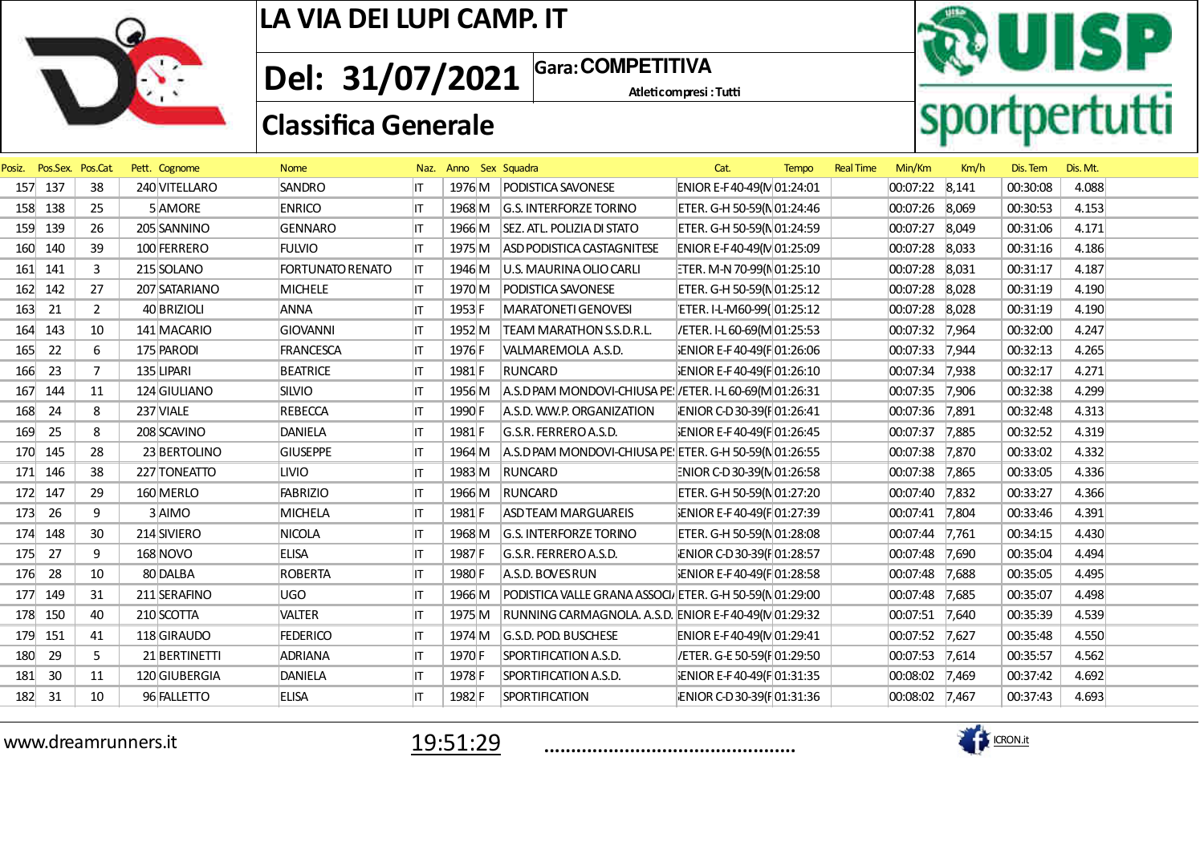# LA VIA DEI LUPI CAMP. IT

## Del: 31/07/2021

**Gara: COMPETITIVA**

Atleti compresi : Tutti

## Classifica Generale

| Posiz. | Pos.Sex. | Pos.Cat. | Pett. | Cognome | Nome | Naz. | Anno | Sex | Squadra | Cat. | Tempo | Real Time | Min/Km | Km/h | Dis. Tem | Dis. Mt. |
|---|---|---|---|---|---|---|---|---|---|---|---|---|---|---|---|---|
| 157 | 137 | 38 | 240 | VITELLARO | SANDRO | IT | 1976 | M | PODISTICA SAVONESE | ENIOR E-F 40-49(M | 01:24:01 | | 00:07:22 | 8,141 | 00:30:08 | 4.088 |
| 158 | 138 | 25 | 5 | AMORE | ENRICO | IT | 1968 | M | G.S. INTERFORZE TORINO | ETER. G-H 50-59(M | 01:24:46 | | 00:07:26 | 8,069 | 00:30:53 | 4.153 |
| 159 | 139 | 26 | 205 | SANNINO | GENNARO | IT | 1966 | M | SEZ. ATL. POLIZIA DI STATO | ETER. G-H 50-59(M | 01:24:59 | | 00:07:27 | 8,049 | 00:31:06 | 4.171 |
| 160 | 140 | 39 | 100 | FERRERO | FULVIO | IT | 1975 | M | ASD PODISTICA CASTAGNITESE | ENIOR E-F 40-49(M | 01:25:09 | | 00:07:28 | 8,033 | 00:31:16 | 4.186 |
| 161 | 141 | 3 | 215 | SOLANO | FORTUNATO RENATO | IT | 1946 | M | U.S. MAURINA OLIO CARLI | ETER. M-N 70-99(M | 01:25:10 | | 00:07:28 | 8,031 | 00:31:17 | 4.187 |
| 162 | 142 | 27 | 207 | SATARIANO | MICHELE | IT | 1970 | M | PODISTICA SAVONESE | ETER. G-H 50-59(M | 01:25:12 | | 00:07:28 | 8,028 | 00:31:19 | 4.190 |
| 163 | 21 | 2 | 40 | BRIZIOLI | ANNA | IT | 1953 | F | MARATONETI GENOVESI | ETER. I-L-M60-99( | 01:25:12 | | 00:07:28 | 8,028 | 00:31:19 | 4.190 |
| 164 | 143 | 10 | 141 | MACARIO | GIOVANNI | IT | 1952 | M | TEAM MARATHON S.S.D.R.L. | /ETER. I-L 60-69(M | 01:25:53 | | 00:07:32 | 7,964 | 00:32:00 | 4.247 |
| 165 | 22 | 6 | 175 | PARODI | FRANCESCA | IT | 1976 | F | VALMAREMOLA A.S.D. | ENIOR E-F 40-49(F | 01:26:06 | | 00:07:33 | 7,944 | 00:32:13 | 4.265 |
| 166 | 23 | 7 | 135 | LIPARI | BEATRICE | IT | 1981 | F | RUNCARD | ENIOR E-F 40-49(F | 01:26:10 | | 00:07:34 | 7,938 | 00:32:17 | 4.271 |
| 167 | 144 | 11 | 124 | GIULIANO | SILVIO | IT | 1956 | M | A.S.D PAM MONDOVI-CHIUSA PE | /ETER. I-L 60-69(M | 01:26:31 | | 00:07:35 | 7,906 | 00:32:38 | 4.299 |
| 168 | 24 | 8 | 237 | VIALE | REBECCA | IT | 1990 | F | A.S.D. W.W.P. ORGANIZATION | ENIOR C-D 30-39(F | 01:26:41 | | 00:07:36 | 7,891 | 00:32:48 | 4.313 |
| 169 | 25 | 8 | 208 | SCAVINO | DANIELA | IT | 1981 | F | G.S.R. FERRERO A.S.D. | ENIOR E-F 40-49(F | 01:26:45 | | 00:07:37 | 7,885 | 00:32:52 | 4.319 |
| 170 | 145 | 28 | 23 | BERTOLINO | GIUSEPPE | IT | 1964 | M | A.S.D PAM MONDOVI-CHIUSA PE | ETER. G-H 50-59(M | 01:26:55 | | 00:07:38 | 7,870 | 00:33:02 | 4.332 |
| 171 | 146 | 38 | 227 | TONEATTO | LIVIO | IT | 1983 | M | RUNCARD | ENIOR C-D 30-39(M | 01:26:58 | | 00:07:38 | 7,865 | 00:33:05 | 4.336 |
| 172 | 147 | 29 | 160 | MERLO | FABRIZIO | IT | 1966 | M | RUNCARD | ETER. G-H 50-59(M | 01:27:20 | | 00:07:40 | 7,832 | 00:33:27 | 4.366 |
| 173 | 26 | 9 | 3 | AIMO | MICHELA | IT | 1981 | F | ASD TEAM MARGUAREIS | ENIOR E-F 40-49(F | 01:27:39 | | 00:07:41 | 7,804 | 00:33:46 | 4.391 |
| 174 | 148 | 30 | 214 | SIVIERO | NICOLA | IT | 1968 | M | G.S. INTERFORZE TORINO | ETER. G-H 50-59(M | 01:28:08 | | 00:07:44 | 7,761 | 00:34:15 | 4.430 |
| 175 | 27 | 9 | 168 | NOVO | ELISA | IT | 1987 | F | G.S.R. FERRERO A.S.D. | ENIOR C-D 30-39(F | 01:28:57 | | 00:07:48 | 7,690 | 00:35:04 | 4.494 |
| 176 | 28 | 10 | 80 | DALBA | ROBERTA | IT | 1980 | F | A.S.D. BOVES RUN | ENIOR E-F 40-49(F | 01:28:58 | | 00:07:48 | 7,688 | 00:35:05 | 4.495 |
| 177 | 149 | 31 | 211 | SERAFINO | UGO | IT | 1966 | M | PODISTICA VALLE GRANA ASSOCI | ETER. G-H 50-59(M | 01:29:00 | | 00:07:48 | 7,685 | 00:35:07 | 4.498 |
| 178 | 150 | 40 | 210 | SCOTTA | VALTER | IT | 1975 | M | RUNNING CARMAGNOLA. A.S.D. | ENIOR E-F 40-49(M | 01:29:32 | | 00:07:51 | 7,640 | 00:35:39 | 4.539 |
| 179 | 151 | 41 | 118 | GIRAUDO | FEDERICO | IT | 1974 | M | G.S.D. POD. BUSCHESE | ENIOR E-F 40-49(M | 01:29:41 | | 00:07:52 | 7,627 | 00:35:48 | 4.550 |
| 180 | 29 | 5 | 21 | BERTINETTI | ADRIANA | IT | 1970 | F | SPORTIFICATION A.S.D. | /ETER. G-E 50-59(F | 01:29:50 | | 00:07:53 | 7,614 | 00:35:57 | 4.562 |
| 181 | 30 | 11 | 120 | GIUBERGIA | DANIELA | IT | 1978 | F | SPORTIFICATION A.S.D. | ENIOR E-F 40-49(F | 01:31:35 | | 00:08:02 | 7,469 | 00:37:42 | 4.692 |
| 182 | 31 | 10 | 96 | FALLETTO | ELISA | IT | 1982 | F | SPORTIFICATION | ENIOR C-D 30-39(F | 01:31:36 | | 00:08:02 | 7,467 | 00:37:43 | 4.693 |

www.dreamrunners.it 19:51:29 ............................................... ICRON.it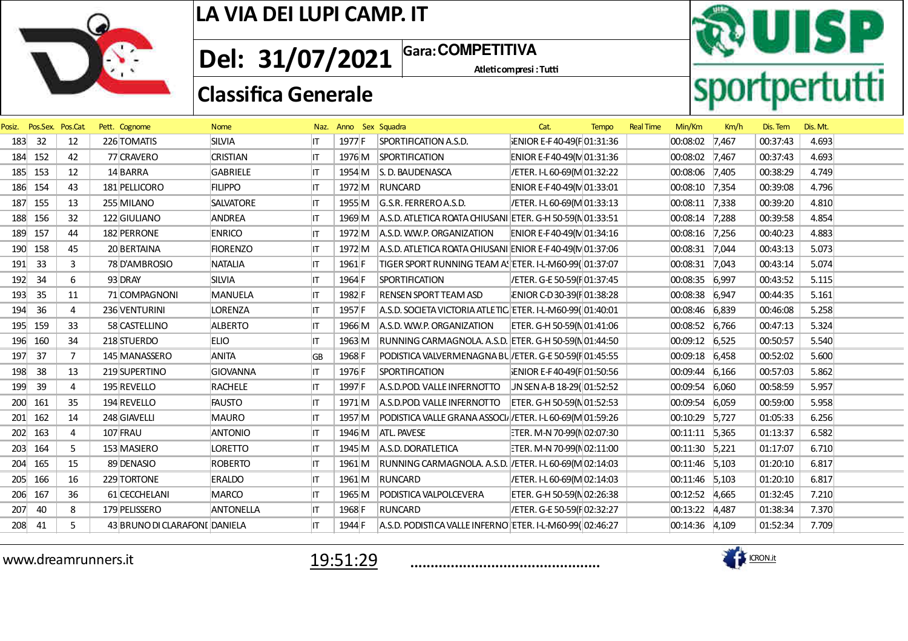# LA VIA DEI LUPI CAMP. IT

## Del: 31/07/2021

**Gara: COMPETITIVA**

Atleti compresi : Tutti

## Classifica Generale

| Posiz. | Pos.Sex. | Pos.Cat. | Pett. | Cognome | Nome | Naz. | Anno | Sex | Squadra | Cat. | Tempo | Real Time | Min/Km | Km/h | Dis. Tem | Dis. Mt. |
|---|---|---|---|---|---|---|---|---|---|---|---|---|---|---|---|---|
| 183 | 32 | 12 | 226 | TOMATIS | SILVIA | IT | 1977 | F | SPORTIFICATION A.S.D. | SENIOR E-F 40-49(F | 01:31:36 | | 00:08:02 | 7,467 | 00:37:43 | 4.693 |
| 184 | 152 | 42 | 77 | CRAVERO | CRISTIAN | IT | 1976 | M | SPORTIFICATION | SENIOR E-F 40-49(M | 01:31:36 | | 00:08:02 | 7,467 | 00:37:43 | 4.693 |
| 185 | 153 | 12 | 14 | BARRA | GABRIELE | IT | 1954 | M | S. D. BAUDENASCA | VETER. I-L 60-69(M | 01:32:22 | | 00:08:06 | 7,405 | 00:38:29 | 4.749 |
| 186 | 154 | 43 | 181 | PELLICORO | FILIPPO | IT | 1972 | M | RUNCARD | SENIOR E-F 40-49(M | 01:33:01 | | 00:08:10 | 7,354 | 00:39:08 | 4.796 |
| 187 | 155 | 13 | 255 | MILANO | SALVATORE | IT | 1955 | M | G.S.R. FERRERO A.S.D. | VETER. I-L 60-69(M | 01:33:13 | | 00:08:11 | 7,338 | 00:39:20 | 4.810 |
| 188 | 156 | 32 | 122 | GIULIANO | ANDREA | IT | 1969 | M | A.S.D. ATLETICA ROATA CHIUSANI | VETER. G-H 50-59(M | 01:33:51 | | 00:08:14 | 7,288 | 00:39:58 | 4.854 |
| 189 | 157 | 44 | 182 | PERRONE | ENRICO | IT | 1972 | M | A.S.D. W.W.P. ORGANIZATION | SENIOR E-F 40-49(M | 01:34:16 | | 00:08:16 | 7,256 | 00:40:23 | 4.883 |
| 190 | 158 | 45 | 20 | BERTAINA | FIORENZO | IT | 1972 | M | A.S.D. ATLETICA ROATA CHIUSANI | SENIOR E-F 40-49(M | 01:37:06 | | 00:08:31 | 7,044 | 00:43:13 | 5.073 |
| 191 | 33 | 3 | 78 | D'AMBROSIO | NATALIA | IT | 1961 | F | TIGER SPORT RUNNING TEAM AS | VETER. I-L-M60-99( | 01:37:07 | | 00:08:31 | 7,043 | 00:43:14 | 5.074 |
| 192 | 34 | 6 | 93 | DRAY | SILVIA | IT | 1964 | F | SPORTIFICATION | VETER. G-E 50-59(F | 01:37:45 | | 00:08:35 | 6,997 | 00:43:52 | 5.115 |
| 193 | 35 | 11 | 71 | COMPAGNONI | MANUELA | IT | 1982 | F | RENSEN SPORT TEAM ASD | SENIOR C-D 30-39(F | 01:38:28 | | 00:08:38 | 6,947 | 00:44:35 | 5.161 |
| 194 | 36 | 4 | 236 | VENTURINI | LORENZA | IT | 1957 | F | A.S.D. SOCIETA VICTORIA ATLETIC | VETER. I-L-M60-99( | 01:40:01 | | 00:08:46 | 6,839 | 00:46:08 | 5.258 |
| 195 | 159 | 33 | 58 | CASTELLINO | ALBERTO | IT | 1966 | M | A.S.D. W.W.P. ORGANIZATION | VETER. G-H 50-59(M | 01:41:06 | | 00:08:52 | 6,766 | 00:47:13 | 5.324 |
| 196 | 160 | 34 | 218 | STUERDO | ELIO | IT | 1963 | M | RUNNING CARMAGNOLA. A.S.D. | VETER. G-H 50-59(M | 01:44:50 | | 00:09:12 | 6,525 | 00:50:57 | 5.540 |
| 197 | 37 | 7 | 145 | MANASSERO | ANITA | GB | 1968 | F | PODISTICA VALVERMENAGNA BU | VETER. G-E 50-59(F | 01:45:55 | | 00:09:18 | 6,458 | 00:52:02 | 5.600 |
| 198 | 38 | 13 | 219 | SUPERTINO | GIOVANNA | IT | 1976 | F | SPORTIFICATION | SENIOR E-F 40-49(F | 01:50:56 | | 00:09:44 | 6,166 | 00:57:03 | 5.862 |
| 199 | 39 | 4 | 195 | REVELLO | RACHELE | IT | 1997 | F | A.S.D.POD. VALLE INFERNOTTO | JUN SEN A-B 18-29( | 01:52:52 | | 00:09:54 | 6,060 | 00:58:59 | 5.957 |
| 200 | 161 | 35 | 194 | REVELLO | FAUSTO | IT | 1971 | M | A.S.D.POD. VALLE INFERNOTTO | VETER. G-H 50-59(M | 01:52:53 | | 00:09:54 | 6,059 | 00:59:00 | 5.958 |
| 201 | 162 | 14 | 248 | GIAVELLI | MAURO | IT | 1957 | M | PODISTICA VALLE GRANA ASSOCI | VETER. I-L 60-69(M | 01:59:26 | | 00:10:29 | 5,727 | 01:05:33 | 6.256 |
| 202 | 163 | 4 | 107 | FRAU | ANTONIO | IT | 1946 | M | ATL. PAVESE | VETER. M-N 70-99(M | 02:07:30 | | 00:11:11 | 5,365 | 01:13:37 | 6.582 |
| 203 | 164 | 5 | 153 | MASIERO | LORETTO | IT | 1945 | M | A.S.D. DORATLETICA | VETER. M-N 70-99(M | 02:11:00 | | 00:11:30 | 5,221 | 01:17:07 | 6.710 |
| 204 | 165 | 15 | 89 | DENASIO | ROBERTO | IT | 1961 | M | RUNNING CARMAGNOLA. A.S.D. | VETER. I-L 60-69(M | 02:14:03 | | 00:11:46 | 5,103 | 01:20:10 | 6.817 |
| 205 | 166 | 16 | 229 | TORTONE | ERALDO | IT | 1961 | M | RUNCARD | VETER. I-L 60-69(M | 02:14:03 | | 00:11:46 | 5,103 | 01:20:10 | 6.817 |
| 206 | 167 | 36 | 61 | CECCHELANI | MARCO | IT | 1965 | M | PODISTICA VALPOLCEVERA | VETER. G-H 50-59(M | 02:26:38 | | 00:12:52 | 4,665 | 01:32:45 | 7.210 |
| 207 | 40 | 8 | 179 | PELISSERO | ANTONELLA | IT | 1968 | F | RUNCARD | VETER. G-E 50-59(F | 02:32:27 | | 00:13:22 | 4,487 | 01:38:34 | 7.370 |
| 208 | 41 | 5 | 43 | BRUNO DI CLARAFOND | DANIELA | IT | 1944 | F | A.S.D. PODISTICA VALLE INFERNO | VETER. I-L-M60-99( | 02:46:27 | | 00:14:36 | 4,109 | 01:52:34 | 7.709 |

www.dreamrunners.it 19:51:29 ............................................... ICRON.it